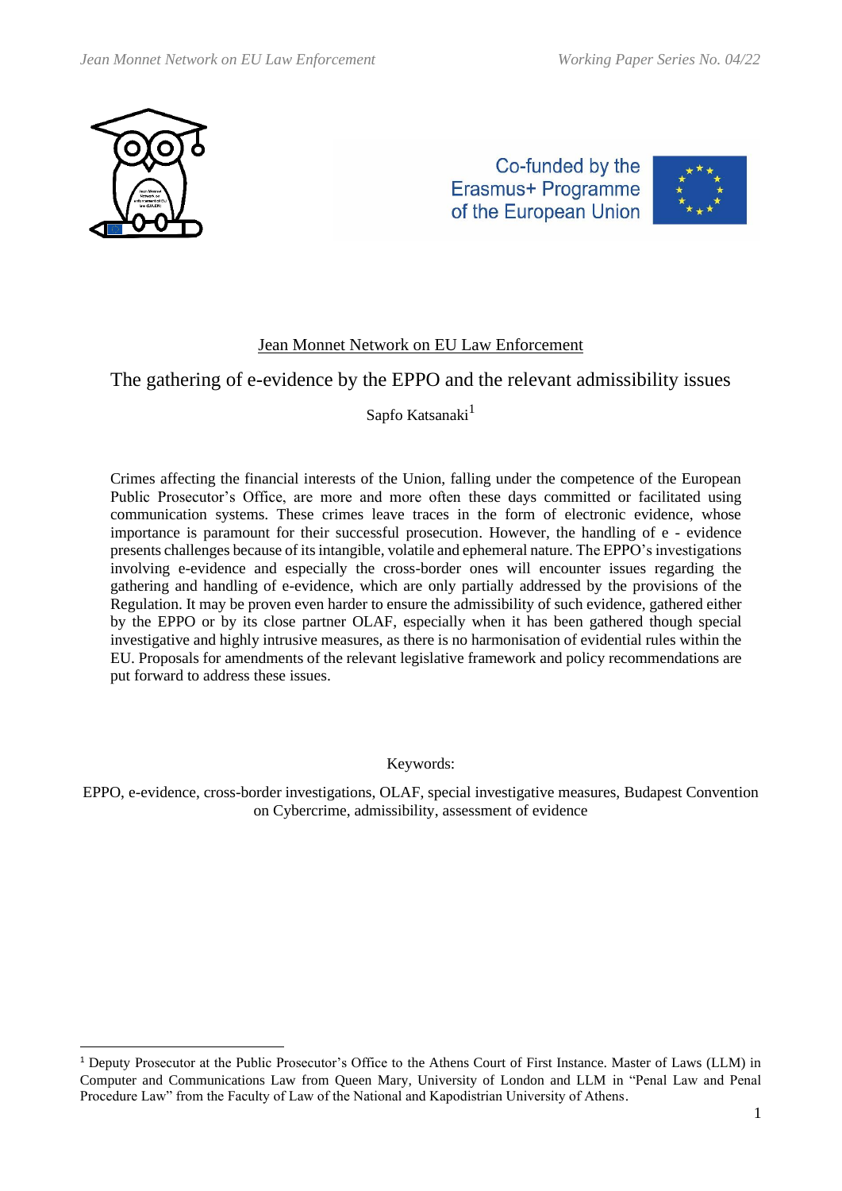Jean Monnet Network on EU Law Enforcement

# The gathering of e-evidence by the EPPO and the relevant admissibility issues

Sapfo Katsanaki[1]

Crimes affecting the financial interests of the Union, falling under the competence of the European Public Prosecutor's Office, are more and more often these days committed or facilitated using communication systems. These crimes leave traces in the form of electronic evidence, whose importance is paramount for their successful prosecution. However, the handling of e - evidence presents challenges because of its intangible, volatile and ephemeral nature. The EPPO's investigations involving e-evidence and especially the cross-border ones will encounter issues regarding the gathering and handling of e-evidence, which are only partially addressed by the provisions of the Regulation. It may be proven even harder to ensure the admissibility of such evidence, gathered either by the EPPO or by its close partner OLAF, especially when it has been gathered though special investigative and highly intrusive measures, as there is no harmonisation of evidential rules within the EU. Proposals for amendments of the relevant legislative framework and policy recommendations are put forward to address these issues.

Keywords:

EPPO, e-evidence, cross-border investigations, OLAF, special investigative measures, Budapest Convention on Cybercrime, admissibility, assessment of evidence

[1] Deputy Prosecutor at the Public Prosecutor's Office to the Athens Court of First Instance. Master of Laws (LLM) in Computer and Communications Law from Queen Mary, University of London and LLM in "Penal Law and Penal Procedure Law" from the Faculty of Law of the National and Kapodistrian University of Athens.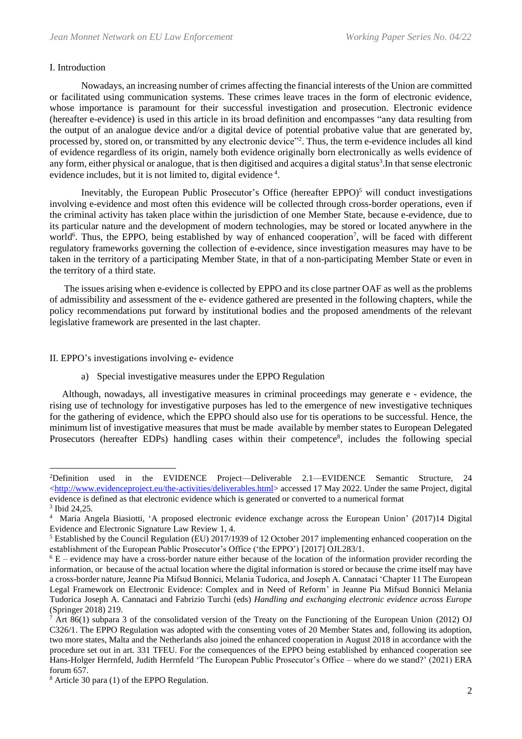## I. Introduction

Nowadays, an increasing number of crimes affecting the financial interests of the Union are committed or facilitated using communication systems. These crimes leave traces in the form of electronic evidence, whose importance is paramount for their successful investigation and prosecution. Electronic evidence (hereafter e-evidence) is used in this article in its broad definition and encompasses "any data resulting from the output of an analogue device and/or a digital device of potential probative value that are generated by, processed by, stored on, or transmitted by any electronic device"[2]. Thus, the term e-evidence includes all kind of evidence regardless of its origin, namely both evidence originally born electronically as wells evidence of any form, either physical or analogue, that is then digitised and acquires a digital status[3].In that sense electronic evidence includes, but it is not limited to, digital evidence [4].

Inevitably, the European Public Prosecutor's Office (hereafter EPPO)[5] will conduct investigations involving e-evidence and most often this evidence will be collected through cross-border operations, even if the criminal activity has taken place within the jurisdiction of one Member State, because e-evidence, due to its particular nature and the development of modern technologies, may be stored or located anywhere in the world[6]. Thus, the EPPO, being established by way of enhanced cooperation[7], will be faced with different regulatory frameworks governing the collection of e-evidence, since investigation measures may have to be taken in the territory of a participating Member State, in that of a non-participating Member State or even in the territory of a third state.

The issues arising when e-evidence is collected by EPPO and its close partner OAF as well as the problems of admissibility and assessment of the e- evidence gathered are presented in the following chapters, while the policy recommendations put forward by institutional bodies and the proposed amendments of the relevant legislative framework are presented in the last chapter.

## II. EPPO's investigations involving e- evidence

### a) Special investigative measures under the EPPO Regulation

Although, nowadays, all investigative measures in criminal proceedings may generate e - evidence, the rising use of technology for investigative purposes has led to the emergence of new investigative techniques for the gathering of evidence, which the EPPO should also use for tis operations to be successful. Hence, the minimum list of investigative measures that must be made available by member states to European Delegated Prosecutors (hereafter EDPs) handling cases within their competence[8], includes the following special

---

[2] Definition used in the EVIDENCE Project—Deliverable 2.1—EVIDENCE Semantic Structure, 24 <http://www.evidenceproject.eu/the-activities/deliverables.html> accessed 17 May 2022. Under the same Project, digital evidence is defined as that electronic evidence which is generated or converted to a numerical format

[3] Ibid 24,25.

[4] Maria Angela Biasiotti, 'A proposed electronic evidence exchange across the European Union' (2017)14 Digital Evidence and Electronic Signature Law Review 1, 4.

[5] Established by the Council Regulation (EU) 2017/1939 of 12 October 2017 implementing enhanced cooperation on the establishment of the European Public Prosecutor's Office ('the EPPO') [2017] OJL283/1.

[6] E – evidence may have a cross-border nature either because of the location of the information provider recording the information, or because of the actual location where the digital information is stored or because the crime itself may have a cross-border nature, Jeanne Pia Mifsud Bonnici, Melania Tudorica, and Joseph A. Cannataci 'Chapter 11 The European Legal Framework on Electronic Evidence: Complex and in Need of Reform' in Jeanne Pia Mifsud Bonnici Melania Tudorica Joseph A. Cannataci and Fabrizio Turchi (eds) *Handling and exchanging electronic evidence across Europe* (Springer 2018) 219.

[7] Art 86(1) subpara 3 of the consolidated version of the Treaty on the Functioning of the European Union (2012) OJ C326/1. The EPPO Regulation was adopted with the consenting votes of 20 Member States and, following its adoption, two more states, Malta and the Netherlands also joined the enhanced cooperation in August 2018 in accordance with the procedure set out in art. 331 TFEU. For the consequences of the EPPO being established by enhanced cooperation see Hans-Holger Herrnfeld, Judith Herrnfeld 'The European Public Prosecutor's Office – where do we stand?' (2021) ERA forum 657.

[8] Article 30 para (1) of the EPPO Regulation.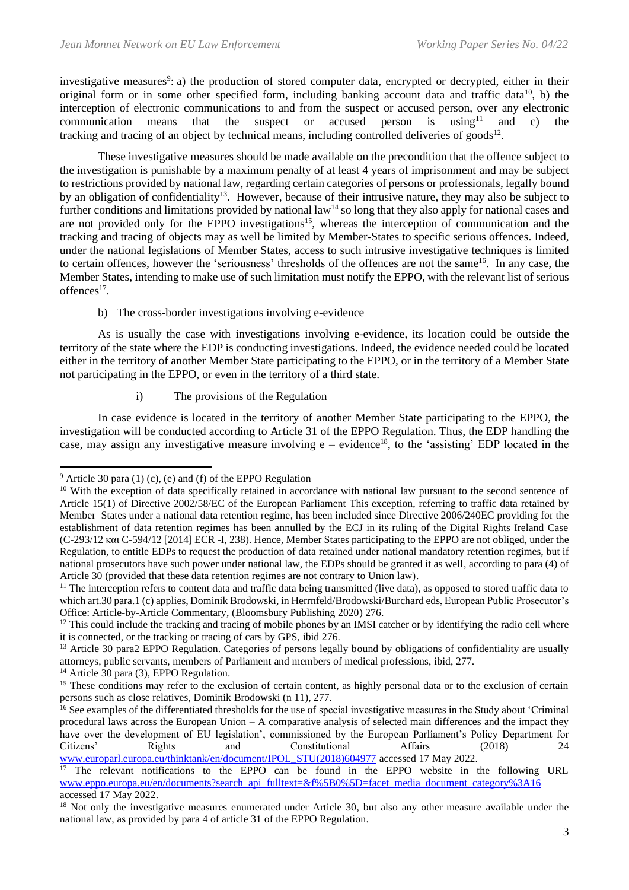investigative measures[9]: a) the production of stored computer data, encrypted or decrypted, either in their original form or in some other specified form, including banking account data and traffic data[10], b) the interception of electronic communications to and from the suspect or accused person, over any electronic communication means that the suspect or accused person is using[11] and c) the tracking and tracing of an object by technical means, including controlled deliveries of goods[12].

These investigative measures should be made available on the precondition that the offence subject to the investigation is punishable by a maximum penalty of at least 4 years of imprisonment and may be subject to restrictions provided by national law, regarding certain categories of persons or professionals, legally bound by an obligation of confidentiality[13]. However, because of their intrusive nature, they may also be subject to further conditions and limitations provided by national law[14] so long that they also apply for national cases and are not provided only for the EPPO investigations[15], whereas the interception of communication and the tracking and tracing of objects may as well be limited by Member-States to specific serious offences. Indeed, under the national legislations of Member States, access to such intrusive investigative techniques is limited to certain offences, however the 'seriousness' thresholds of the offences are not the same[16]. In any case, the Member States, intending to make use of such limitation must notify the EPPO, with the relevant list of serious offences[17].

b) The cross-border investigations involving e-evidence

As is usually the case with investigations involving e-evidence, its location could be outside the territory of the state where the EDP is conducting investigations. Indeed, the evidence needed could be located either in the territory of another Member State participating to the EPPO, or in the territory of a Member State not participating in the EPPO, or even in the territory of a third state.

i) The provisions of the Regulation

In case evidence is located in the territory of another Member State participating to the EPPO, the investigation will be conducted according to Article 31 of the EPPO Regulation. Thus, the EDP handling the case, may assign any investigative measure involving e – evidence[18], to the 'assisting' EDP located in the

---

[9] Article 30 para (1) (c), (e) and (f) of the EPPO Regulation

[10] With the exception of data specifically retained in accordance with national law pursuant to the second sentence of Article 15(1) of Directive 2002/58/EC of the European Parliament This exception, referring to traffic data retained by Member States under a national data retention regime, has been included since Directive 2006/240EC providing for the establishment of data retention regimes has been annulled by the ECJ in its ruling of the Digital Rights Ireland Case (C-293/12 και C-594/12 [2014] ECR -I, 238). Hence, Member States participating to the EPPO are not obliged, under the Regulation, to entitle EDPs to request the production of data retained under national mandatory retention regimes, but if national prosecutors have such power under national law, the EDPs should be granted it as well, according to para (4) of Article 30 (provided that these data retention regimes are not contrary to Union law).

[11] The interception refers to content data and traffic data being transmitted (live data), as opposed to stored traffic data to which art.30 para.1 (c) applies, Dominik Brodowski, in Herrnfeld/Brodowski/Burchard eds, European Public Prosecutor's Office: Article-by-Article Commentary, (Bloomsbury Publishing 2020) 276.

[12] This could include the tracking and tracing of mobile phones by an IMSI catcher or by identifying the radio cell where it is connected, or the tracking or tracing of cars by GPS, ibid 276.

[13] Article 30 para2 EPPO Regulation. Categories of persons legally bound by obligations of confidentiality are usually attorneys, public servants, members of Parliament and members of medical professions, ibid, 277.

[14] Article 30 para (3), EPPO Regulation.

[15] These conditions may refer to the exclusion of certain content, as highly personal data or to the exclusion of certain persons such as close relatives, Dominik Brodowski (n 11), 277.

[16] See examples of the differentiated thresholds for the use of special investigative measures in the Study about 'Criminal procedural laws across the European Union – A comparative analysis of selected main differences and the impact they have over the development of EU legislation', commissioned by the European Parliament's Policy Department for Citizens' Rights and Constitutional Affairs (2018) 24 www.europarl.europa.eu/thinktank/en/document/IPOL_STU(2018)604977 accessed 17 May 2022.

[17] The relevant notifications to the EPPO can be found in the EPPO website in the following URL www.eppo.europa.eu/en/documents?search_api_fulltext=&f%5B0%5D=facet_media_document_category%3A16 accessed 17 May 2022.

[18] Not only the investigative measures enumerated under Article 30, but also any other measure available under the national law, as provided by para 4 of article 31 of the EPPO Regulation.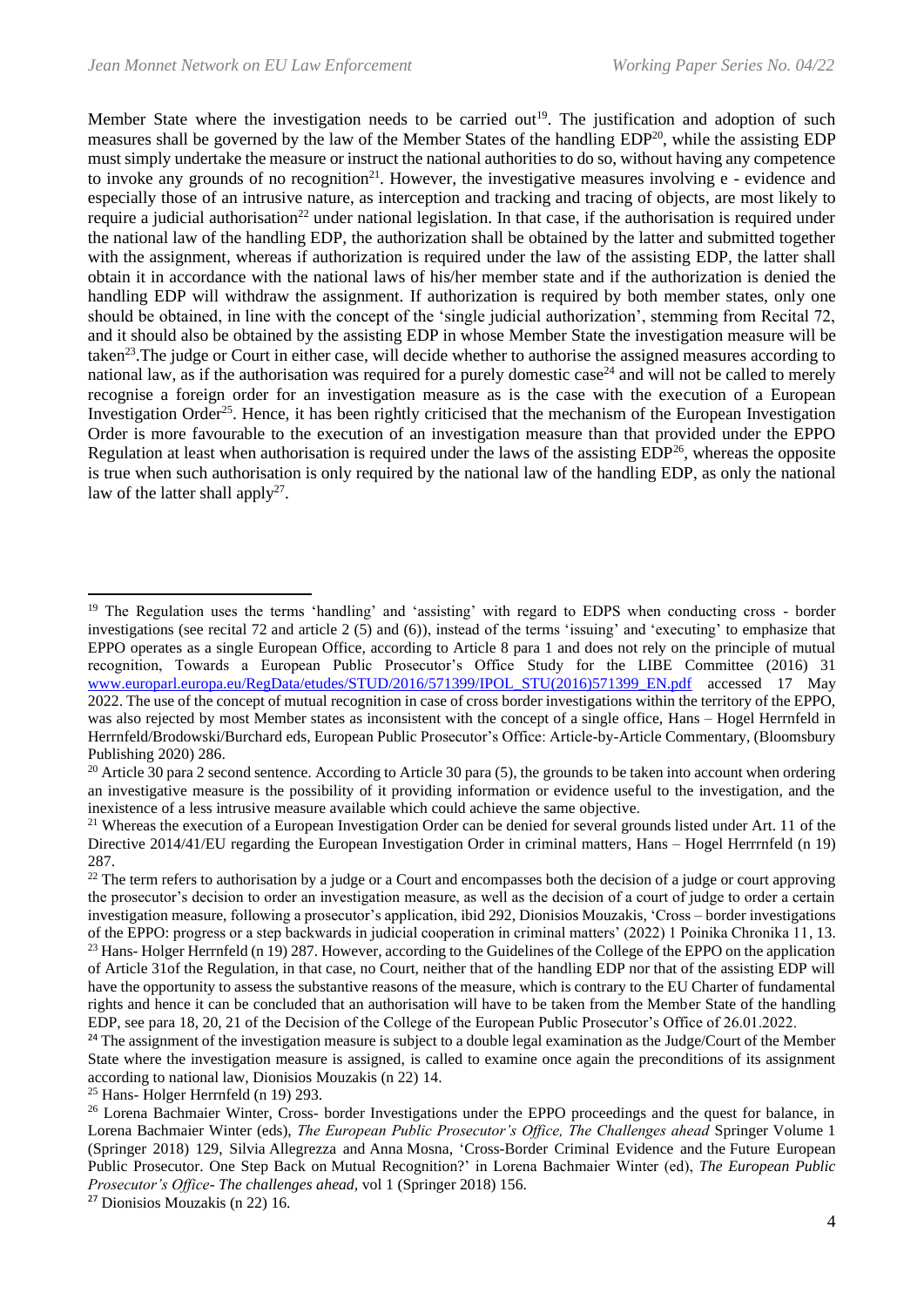Member State where the investigation needs to be carried out[19]. The justification and adoption of such measures shall be governed by the law of the Member States of the handling EDP[20], while the assisting EDP must simply undertake the measure or instruct the national authorities to do so, without having any competence to invoke any grounds of no recognition[21]. However, the investigative measures involving e - evidence and especially those of an intrusive nature, as interception and tracking and tracing of objects, are most likely to require a judicial authorisation[22] under national legislation. In that case, if the authorisation is required under the national law of the handling EDP, the authorization shall be obtained by the latter and submitted together with the assignment, whereas if authorization is required under the law of the assisting EDP, the latter shall obtain it in accordance with the national laws of his/her member state and if the authorization is denied the handling EDP will withdraw the assignment. If authorization is required by both member states, only one should be obtained, in line with the concept of the 'single judicial authorization', stemming from Recital 72, and it should also be obtained by the assisting EDP in whose Member State the investigation measure will be taken[23].The judge or Court in either case, will decide whether to authorise the assigned measures according to national law, as if the authorisation was required for a purely domestic case[24] and will not be called to merely recognise a foreign order for an investigation measure as is the case with the execution of a European Investigation Order[25]. Hence, it has been rightly criticised that the mechanism of the European Investigation Order is more favourable to the execution of an investigation measure than that provided under the EPPO Regulation at least when authorisation is required under the laws of the assisting EDP[26], whereas the opposite is true when such authorisation is only required by the national law of the handling EDP, as only the national law of the latter shall apply[27].

---

[19] The Regulation uses the terms 'handling' and 'assisting' with regard to EDPS when conducting cross - border investigations (see recital 72 and article 2 (5) and (6)), instead of the terms 'issuing' and 'executing' to emphasize that EPPO operates as a single European Office, according to Article 8 para 1 and does not rely on the principle of mutual recognition, Towards a European Public Prosecutor's Office Study for the LIBE Committee (2016) 31 www.europarl.europa.eu/RegData/etudes/STUD/2016/571399/IPOL_STU(2016)571399_EN.pdf accessed 17 May 2022. The use of the concept of mutual recognition in case of cross border investigations within the territory of the EPPO, was also rejected by most Member states as inconsistent with the concept of a single office, Hans – Hogel Herrnfeld in Herrnfeld/Brodowski/Burchard eds, European Public Prosecutor's Office: Article-by-Article Commentary, (Bloomsbury Publishing 2020) 286.

[20] Article 30 para 2 second sentence. According to Article 30 para (5), the grounds to be taken into account when ordering an investigative measure is the possibility of it providing information or evidence useful to the investigation, and the inexistence of a less intrusive measure available which could achieve the same objective.

[21] Whereas the execution of a European Investigation Order can be denied for several grounds listed under Art. 11 of the Directive 2014/41/EU regarding the European Investigation Order in criminal matters, Hans – Hogel Herrrnfeld (n 19) 287.

[22] The term refers to authorisation by a judge or a Court and encompasses both the decision of a judge or court approving the prosecutor's decision to order an investigation measure, as well as the decision of a court of judge to order a certain investigation measure, following a prosecutor's application, ibid 292, Dionisios Mouzakis, 'Cross – border investigations of the EPPO: progress or a step backwards in judicial cooperation in criminal matters' (2022) 1 Poinika Chronika 11, 13.

[23] Hans- Holger Herrnfeld (n 19) 287. However, according to the Guidelines of the College of the EPPO on the application of Article 31of the Regulation, in that case, no Court, neither that of the handling EDP nor that of the assisting EDP will have the opportunity to assess the substantive reasons of the measure, which is contrary to the EU Charter of fundamental rights and hence it can be concluded that an authorisation will have to be taken from the Member State of the handling EDP, see para 18, 20, 21 of the Decision of the College of the European Public Prosecutor's Office of 26.01.2022.

[24] The assignment of the investigation measure is subject to a double legal examination as the Judge/Court of the Member State where the investigation measure is assigned, is called to examine once again the preconditions of its assignment according to national law, Dionisios Mouzakis (n 22) 14.

[25] Hans- Holger Herrnfeld (n 19) 293.

[26] Lorena Bachmaier Winter, Cross- border Investigations under the EPPO proceedings and the quest for balance, in Lorena Bachmaier Winter (eds), *The European Public Prosecutor's Office, The Challenges ahead* Springer Volume 1 (Springer 2018) 129, Silvia Allegrezza and Anna Mosna, 'Cross-Border Criminal Evidence and the Future European Public Prosecutor. One Step Back on Mutual Recognition?' in Lorena Bachmaier Winter (ed), *The European Public Prosecutor's Office- The challenges ahead*, vol 1 (Springer 2018) 156.

[27] Dionisios Mouzakis (n 22) 16.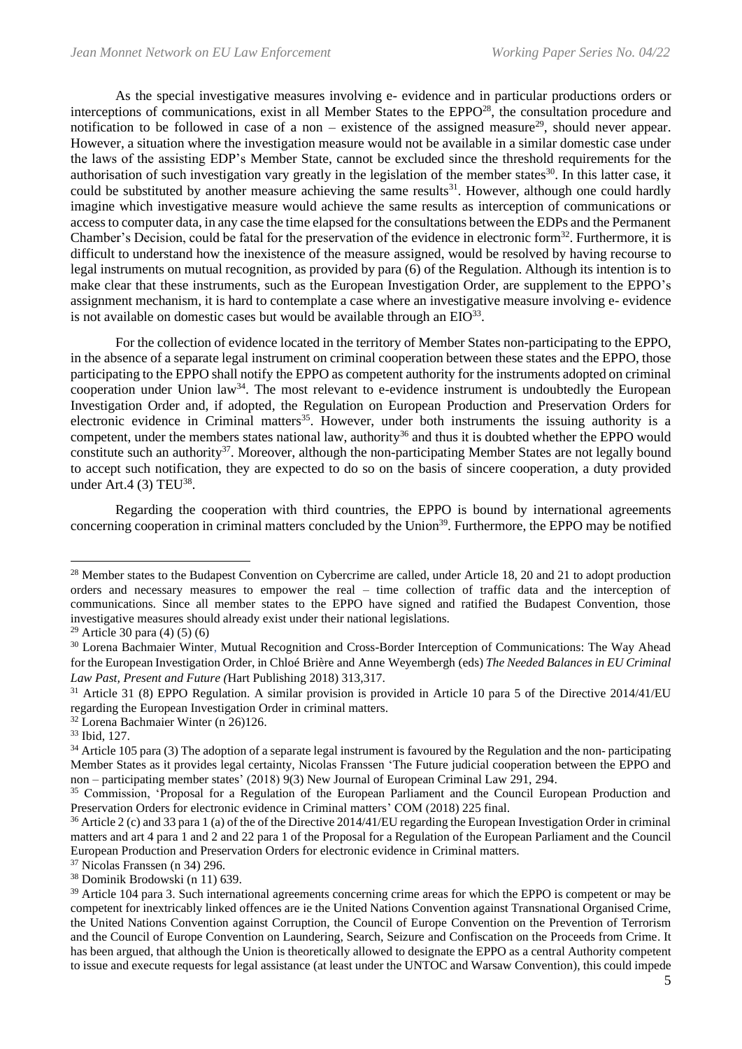As the special investigative measures involving e- evidence and in particular productions orders or interceptions of communications, exist in all Member States to the EPPO[28], the consultation procedure and notification to be followed in case of a non – existence of the assigned measure[29], should never appear. However, a situation where the investigation measure would not be available in a similar domestic case under the laws of the assisting EDP's Member State, cannot be excluded since the threshold requirements for the authorisation of such investigation vary greatly in the legislation of the member states[30]. In this latter case, it could be substituted by another measure achieving the same results[31]. However, although one could hardly imagine which investigative measure would achieve the same results as interception of communications or access to computer data, in any case the time elapsed for the consultations between the EDPs and the Permanent Chamber's Decision, could be fatal for the preservation of the evidence in electronic form[32]. Furthermore, it is difficult to understand how the inexistence of the measure assigned, would be resolved by having recourse to legal instruments on mutual recognition, as provided by para (6) of the Regulation. Although its intention is to make clear that these instruments, such as the European Investigation Order, are supplement to the EPPO's assignment mechanism, it is hard to contemplate a case where an investigative measure involving e- evidence is not available on domestic cases but would be available through an EIO[33].

For the collection of evidence located in the territory of Member States non-participating to the EPPO, in the absence of a separate legal instrument on criminal cooperation between these states and the EPPO, those participating to the EPPO shall notify the EPPO as competent authority for the instruments adopted on criminal cooperation under Union law[34]. The most relevant to e-evidence instrument is undoubtedly the European Investigation Order and, if adopted, the Regulation on European Production and Preservation Orders for electronic evidence in Criminal matters[35]. However, under both instruments the issuing authority is a competent, under the members states national law, authority[36] and thus it is doubted whether the EPPO would constitute such an authority[37]. Moreover, although the non-participating Member States are not legally bound to accept such notification, they are expected to do so on the basis of sincere cooperation, a duty provided under Art.4 (3) TEU[38].

Regarding the cooperation with third countries, the EPPO is bound by international agreements concerning cooperation in criminal matters concluded by the Union[39]. Furthermore, the EPPO may be notified

---

[28] Member states to the Budapest Convention on Cybercrime are called, under Article 18, 20 and 21 to adopt production orders and necessary measures to empower the real – time collection of traffic data and the interception of communications. Since all member states to the EPPO have signed and ratified the Budapest Convention, those investigative measures should already exist under their national legislations.

[29] Article 30 para (4) (5) (6)

[30] Lorena Bachmaier Winter, Mutual Recognition and Cross-Border Interception of Communications: The Way Ahead for the European Investigation Order, in Chloé Brière and Anne Weyembergh (eds) *The Needed Balances in EU Criminal Law Past, Present and Future (*Hart Publishing 2018) 313,317.

[31] Article 31 (8) EPPO Regulation. A similar provision is provided in Article 10 para 5 of the Directive 2014/41/EU regarding the European Investigation Order in criminal matters.

[32] Lorena Bachmaier Winter (n 26)126.

[33] Ibid, 127.

[34] Article 105 para (3) The adoption of a separate legal instrument is favoured by the Regulation and the non- participating Member States as it provides legal certainty, Nicolas Franssen 'The Future judicial cooperation between the EPPO and non – participating member states' (2018) 9(3) New Journal of European Criminal Law 291, 294.

[35] Commission, 'Proposal for a Regulation of the European Parliament and the Council European Production and Preservation Orders for electronic evidence in Criminal matters' COM (2018) 225 final.

[36] Article 2 (c) and 33 para 1 (a) of the of the Directive 2014/41/EU regarding the European Investigation Order in criminal matters and art 4 para 1 and 2 and 22 para 1 of the Proposal for a Regulation of the European Parliament and the Council European Production and Preservation Orders for electronic evidence in Criminal matters.

[37] Nicolas Franssen (n 34) 296.

[38] Dominik Brodowski (n 11) 639.

[39] Article 104 para 3. Such international agreements concerning crime areas for which the EPPO is competent or may be competent for inextricably linked offences are ie the United Nations Convention against Transnational Organised Crime, the United Nations Convention against Corruption, the Council of Europe Convention on the Prevention of Terrorism and the Council of Europe Convention on Laundering, Search, Seizure and Confiscation on the Proceeds from Crime. It has been argued, that although the Union is theoretically allowed to designate the EPPO as a central Authority competent to issue and execute requests for legal assistance (at least under the UNTOC and Warsaw Convention), this could impede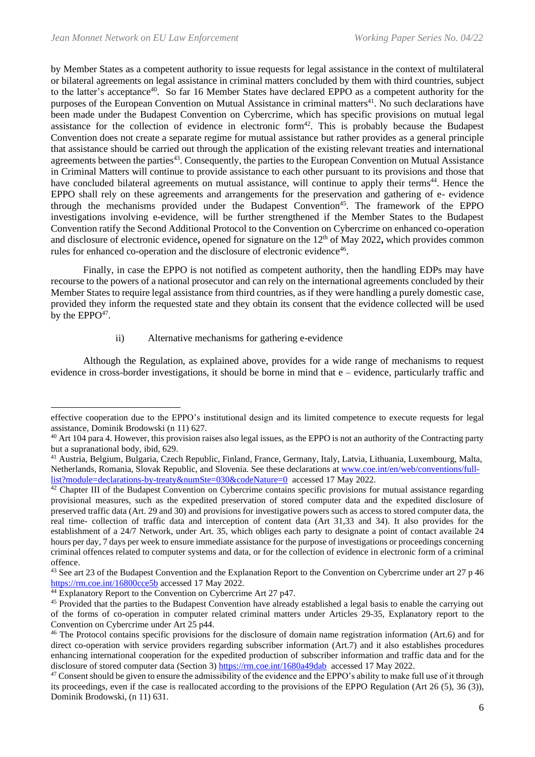by Member States as a competent authority to issue requests for legal assistance in the context of multilateral or bilateral agreements on legal assistance in criminal matters concluded by them with third countries, subject to the latter's acceptance[40]. So far 16 Member States have declared EPPO as a competent authority for the purposes of the European Convention on Mutual Assistance in criminal matters[41]. No such declarations have been made under the Budapest Convention on Cybercrime, which has specific provisions on mutual legal assistance for the collection of evidence in electronic form[42]. This is probably because the Budapest Convention does not create a separate regime for mutual assistance but rather provides as a general principle that assistance should be carried out through the application of the existing relevant treaties and international agreements between the parties[43]. Consequently, the parties to the European Convention on Mutual Assistance in Criminal Matters will continue to provide assistance to each other pursuant to its provisions and those that have concluded bilateral agreements on mutual assistance, will continue to apply their terms[44]. Hence the EPPO shall rely on these agreements and arrangements for the preservation and gathering of e- evidence through the mechanisms provided under the Budapest Convention[45]. The framework of the EPPO investigations involving e-evidence, will be further strengthened if the Member States to the Budapest Convention ratify the Second Additional Protocol to the Convention on Cybercrime on enhanced co-operation and disclosure of electronic evidence**,** opened for signature on the 12th of May 2022**,** which provides common rules for enhanced co-operation and the disclosure of electronic evidence[46].

Finally, in case the EPPO is not notified as competent authority, then the handling EDPs may have recourse to the powers of a national prosecutor and can rely on the international agreements concluded by their Member States to require legal assistance from third countries, as if they were handling a purely domestic case, provided they inform the requested state and they obtain its consent that the evidence collected will be used by the EPPO[47].

ii) Alternative mechanisms for gathering e-evidence

Although the Regulation, as explained above, provides for a wide range of mechanisms to request evidence in cross-border investigations, it should be borne in mind that e – evidence, particularly traffic and

---

effective cooperation due to the EPPO's institutional design and its limited competence to execute requests for legal assistance, Dominik Brodowski (n 11) 627.

[40] Art 104 para 4. However, this provision raises also legal issues, as the EPPO is not an authority of the Contracting party but a supranational body, ibid, 629.

[41] Austria, Belgium, Bulgaria, Czech Republic, Finland, France, Germany, Italy, Latvia, Lithuania, Luxembourg, Malta, Netherlands, Romania, Slovak Republic, and Slovenia. See these declarations at [www.coe.int/en/web/conventions/full-list?module=declarations-by-treaty&numSte=030&codeNature=0](www.coe.int/en/web/conventions/full-list?module=declarations-by-treaty&numSte=030&codeNature=0) accessed 17 May 2022.

[42] Chapter III of the Budapest Convention on Cybercrime contains specific provisions for mutual assistance regarding provisional measures, such as the expedited preservation of stored computer data and the expedited disclosure of preserved traffic data (Art. 29 and 30) and provisions for investigative powers such as access to stored computer data, the real time- collection of traffic data and interception of content data (Art 31,33 and 34). It also provides for the establishment of a 24/7 Network, under Art. 35, which obliges each party to designate a point of contact available 24 hours per day, 7 days per week to ensure immediate assistance for the purpose of investigations or proceedings concerning criminal offences related to computer systems and data, or for the collection of evidence in electronic form of a criminal offence.

[43] See art 23 of the Budapest Convention and the Explanation Report to the Convention on Cybercrime under art 27 p 46 <https://rm.coe.int/16800cce5b> accessed 17 May 2022.

[44] Explanatory Report to the Convention on Cybercrime Art 27 p47.

[45] Provided that the parties to the Budapest Convention have already established a legal basis to enable the carrying out of the forms of co-operation in computer related criminal matters under Articles 29-35, Explanatory report to the Convention on Cybercrime under Art 25 p44.

[46] The Protocol contains specific provisions for the disclosure of domain name registration information (Art.6) and for direct co-operation with service providers regarding subscriber information (Art.7) and it also establishes procedures enhancing international cooperation for the expedited production of subscriber information and traffic data and for the disclosure of stored computer data (Section 3) <https://rm.coe.int/1680a49dab> accessed 17 May 2022.

[47] Consent should be given to ensure the admissibility of the evidence and the EPPO's ability to make full use of it through its proceedings, even if the case is reallocated according to the provisions of the EPPO Regulation (Art 26 (5), 36 (3)), Dominik Brodowski, (n 11) 631.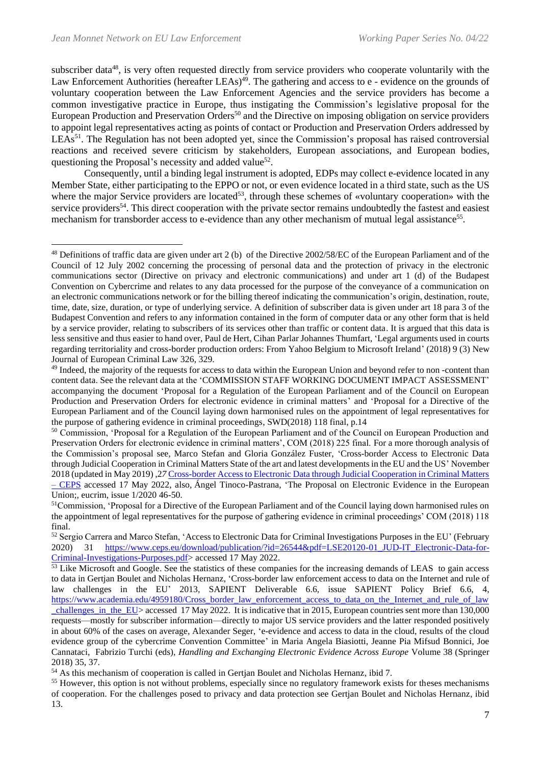subscriber data[48], is very often requested directly from service providers who cooperate voluntarily with the Law Enforcement Authorities (hereafter LEAs)[49]. The gathering and access to e - evidence on the grounds of voluntary cooperation between the Law Enforcement Agencies and the service providers has become a common investigative practice in Europe, thus instigating the Commission's legislative proposal for the European Production and Preservation Orders[50] and the Directive on imposing obligation on service providers to appoint legal representatives acting as points of contact or Production and Preservation Orders addressed by LEAs[51]. The Regulation has not been adopted yet, since the Commission's proposal has raised controversial reactions and received severe criticism by stakeholders, European associations, and European bodies, questioning the Proposal's necessity and added value[52].

Consequently, until a binding legal instrument is adopted, EDPs may collect e-evidence located in any Member State, either participating to the EPPO or not, or even evidence located in a third state, such as the US where the major Service providers are located[53], through these schemes of «voluntary cooperation» with the service providers[54]. This direct cooperation with the private sector remains undoubtedly the fastest and easiest mechanism for transborder access to e-evidence than any other mechanism of mutual legal assistance[55].

---

[48] Definitions of traffic data are given under art 2 (b) of the Directive 2002/58/EC of the European Parliament and of the Council of 12 July 2002 concerning the processing of personal data and the protection of privacy in the electronic communications sector (Directive on privacy and electronic communications) and under art 1 (d) of the Budapest Convention on Cybercrime and relates to any data processed for the purpose of the conveyance of a communication on an electronic communications network or for the billing thereof indicating the communication's origin, destination, route, time, date, size, duration, or type of underlying service. A definition of subscriber data is given under art 18 para 3 of the Budapest Convention and refers to any information contained in the form of computer data or any other form that is held by a service provider, relating to subscribers of its services other than traffic or content data. It is argued that this data is less sensitive and thus easier to hand over, Paul de Hert, Cihan Parlar Johannes Thumfart, 'Legal arguments used in courts regarding territoriality and cross-border production orders: From Yahoo Belgium to Microsoft Ireland' (2018) 9 (3) New Journal of European Criminal Law 326, 329.

[49] Indeed, the majority of the requests for access to data within the European Union and beyond refer to non -content than content data. See the relevant data at the 'COMMISSION STAFF WORKING DOCUMENT IMPACT ASSESSMENT' accompanying the document 'Proposal for a Regulation of the European Parliament and of the Council on European Production and Preservation Orders for electronic evidence in criminal matters' and 'Proposal for a Directive of the European Parliament and of the Council laying down harmonised rules on the appointment of legal representatives for the purpose of gathering evidence in criminal proceedings, SWD(2018) 118 final, p.14

[50] Commission, 'Proposal for a Regulation of the European Parliament and of the Council on European Production and Preservation Orders for electronic evidence in criminal matters', COM (2018) 225 final. For a more thorough analysis of the Commission's proposal see, Marco Stefan and Gloria González Fuster, 'Cross-border Access to Electronic Data through Judicial Cooperation in Criminal Matters State of the art and latest developments in the EU and the US' November 2018 (updated in May 2019) ,27 Cross-border Access to Electronic Data through Judicial Cooperation in Criminal Matters – CEPS accessed 17 May 2022, also, Ángel Tinoco-Pastrana, 'The Proposal on Electronic Evidence in the European Union;, eucrim, issue 1/2020 46-50.

[51] Commission, 'Proposal for a Directive of the European Parliament and of the Council laying down harmonised rules on the appointment of legal representatives for the purpose of gathering evidence in criminal proceedings' COM (2018) 118 final.

[52] Sergio Carrera and Marco Stefan, 'Access to Electronic Data for Criminal Investigations Purposes in the EU' (February 2020) 31 https://www.ceps.eu/download/publication/?id=26544&pdf=LSE20120-01_JUD-IT_Electronic-Data-for-Criminal-Investigations-Purposes.pdf> accessed 17 May 2022.

[53] Like Microsoft and Google. See the statistics of these companies for the increasing demands of LEAS to gain access to data in Gertjan Boulet and Nicholas Hernanz, 'Cross-border law enforcement access to data on the Internet and rule of law challenges in the EU' 2013, SAPIENT Deliverable 6.6, issue SAPIENT Policy Brief 6.6, 4, https://www.academia.edu/4959180/Cross_border_law_enforcement_access_to_data_on_the_Internet_and_rule_of_law_challenges_in_the_EU> accessed 17 May 2022. It is indicative that in 2015, European countries sent more than 130,000 requests—mostly for subscriber information—directly to major US service providers and the latter responded positively in about 60% of the cases on average, Alexander Seger, 'e-evidence and access to data in the cloud, results of the cloud evidence group of the cybercrime Convention Committee' in Maria Angela Biasiotti, Jeanne Pia Mifsud Bonnici, Joe Cannataci, Fabrizio Turchi (eds), *Handling and Exchanging Electronic Evidence Across Europe* Volume 38 (Springer 2018) 35, 37.

[54] As this mechanism of cooperation is called in Gertjan Boulet and Nicholas Hernanz, ibid 7.

[55] However, this option is not without problems, especially since no regulatory framework exists for theses mechanisms of cooperation. For the challenges posed to privacy and data protection see Gertjan Boulet and Nicholas Hernanz, ibid 13.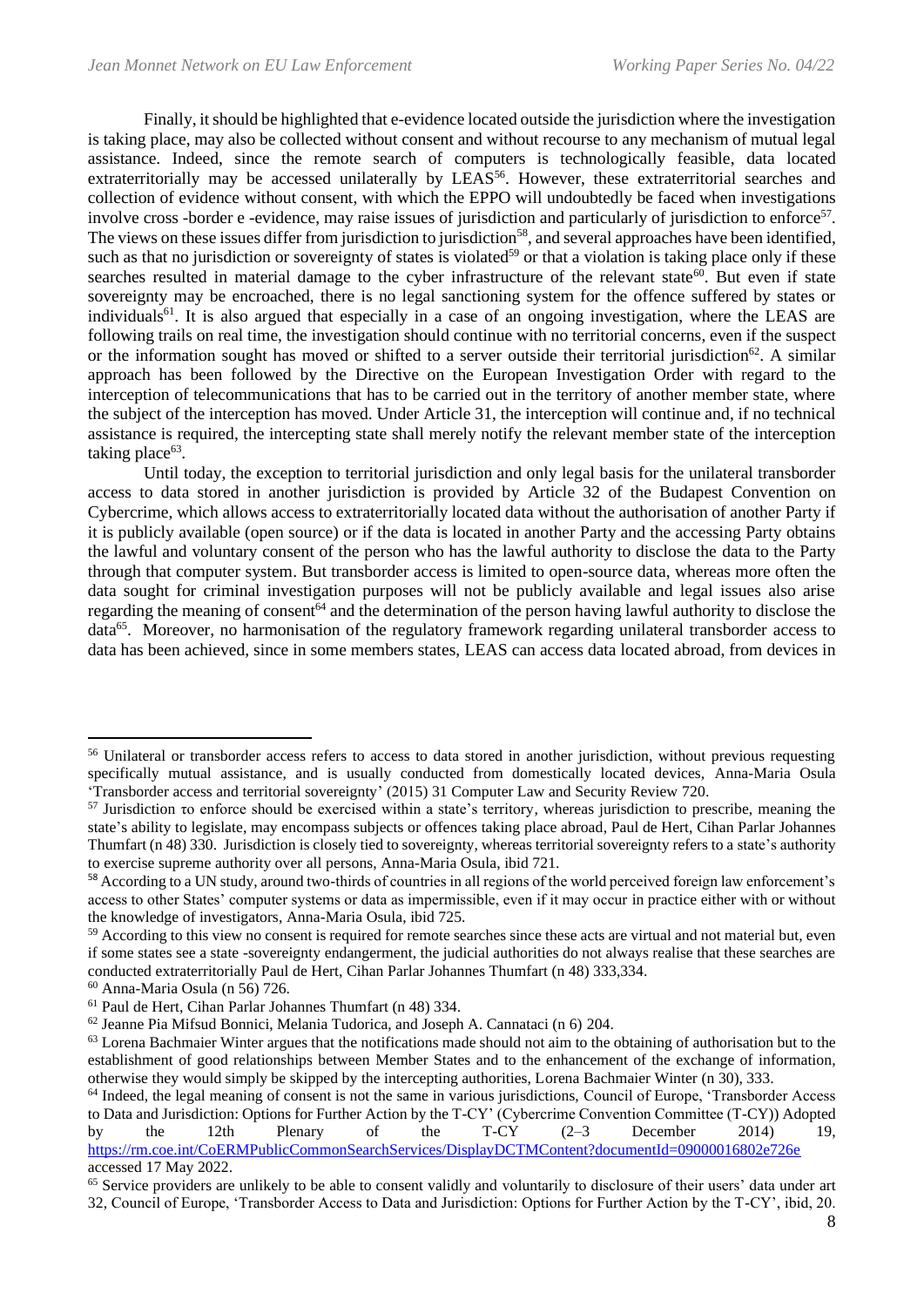Finally, it should be highlighted that e-evidence located outside the jurisdiction where the investigation is taking place, may also be collected without consent and without recourse to any mechanism of mutual legal assistance. Indeed, since the remote search of computers is technologically feasible, data located extraterritorially may be accessed unilaterally by LEAS[56]. However, these extraterritorial searches and collection of evidence without consent, with which the EPPO will undoubtedly be faced when investigations involve cross -border e -evidence, may raise issues of jurisdiction and particularly of jurisdiction to enforce[57]. The views on these issues differ from jurisdiction to jurisdiction[58], and several approaches have been identified, such as that no jurisdiction or sovereignty of states is violated[59] or that a violation is taking place only if these searches resulted in material damage to the cyber infrastructure of the relevant state[60]. But even if state sovereignty may be encroached, there is no legal sanctioning system for the offence suffered by states or individuals[61]. It is also argued that especially in a case of an ongoing investigation, where the LEAS are following trails on real time, the investigation should continue with no territorial concerns, even if the suspect or the information sought has moved or shifted to a server outside their territorial jurisdiction[62]. A similar approach has been followed by the Directive on the European Investigation Order with regard to the interception of telecommunications that has to be carried out in the territory of another member state, where the subject of the interception has moved. Under Article 31, the interception will continue and, if no technical assistance is required, the intercepting state shall merely notify the relevant member state of the interception taking place[63].

Until today, the exception to territorial jurisdiction and only legal basis for the unilateral transborder access to data stored in another jurisdiction is provided by Article 32 of the Budapest Convention on Cybercrime, which allows access to extraterritorially located data without the authorisation of another Party if it is publicly available (open source) or if the data is located in another Party and the accessing Party obtains the lawful and voluntary consent of the person who has the lawful authority to disclose the data to the Party through that computer system. But transborder access is limited to open-source data, whereas more often the data sought for criminal investigation purposes will not be publicly available and legal issues also arise regarding the meaning of consent[64] and the determination of the person having lawful authority to disclose the data[65]. Moreover, no harmonisation of the regulatory framework regarding unilateral transborder access to data has been achieved, since in some members states, LEAS can access data located abroad, from devices in

---

[56] Unilateral or transborder access refers to access to data stored in another jurisdiction, without previous requesting specifically mutual assistance, and is usually conducted from domestically located devices, Anna-Maria Osula 'Transborder access and territorial sovereignty' (2015) 31 Computer Law and Security Review 720.

[57] Jurisdiction τo enforce should be exercised within a state's territory, whereas jurisdiction to prescribe, meaning the state's ability to legislate, may encompass subjects or offences taking place abroad, Paul de Hert, Cihan Parlar Johannes Thumfart (n 48) 330. Jurisdiction is closely tied to sovereignty, whereas territorial sovereignty refers to a state's authority to exercise supreme authority over all persons, Anna-Maria Osula, ibid 721.

[58] According to a UN study, around two-thirds of countries in all regions of the world perceived foreign law enforcement's access to other States' computer systems or data as impermissible, even if it may occur in practice either with or without the knowledge of investigators, Anna-Maria Osula, ibid 725.

[59] According to this view no consent is required for remote searches since these acts are virtual and not material but, even if some states see a state -sovereignty endangerment, the judicial authorities do not always realise that these searches are conducted extraterritorially Paul de Hert, Cihan Parlar Johannes Thumfart (n 48) 333,334.

[60] Anna-Maria Osula (n 56) 726.

[61] Paul de Hert, Cihan Parlar Johannes Thumfart (n 48) 334.

[62] Jeanne Pia Mifsud Bonnici, Melania Tudorica, and Joseph A. Cannataci (n 6) 204.

[63] Lorena Bachmaier Winter argues that the notifications made should not aim to the obtaining of authorisation but to the establishment of good relationships between Member States and to the enhancement of the exchange of information, otherwise they would simply be skipped by the intercepting authorities, Lorena Bachmaier Winter (n 30), 333.

[64] Indeed, the legal meaning of consent is not the same in various jurisdictions, Council of Europe, 'Transborder Access to Data and Jurisdiction: Options for Further Action by the T-CY' (Cybercrime Convention Committee (T-CY)) Adopted by the 12th Plenary of the T-CY (2–3 December 2014) 19, https://rm.coe.int/CoERMPublicCommonSearchServices/DisplayDCTMContent?documentId=09000016802e726e accessed 17 May 2022.

[65] Service providers are unlikely to be able to consent validly and voluntarily to disclosure of their users' data under art 32, Council of Europe, 'Transborder Access to Data and Jurisdiction: Options for Further Action by the T-CY', ibid, 20.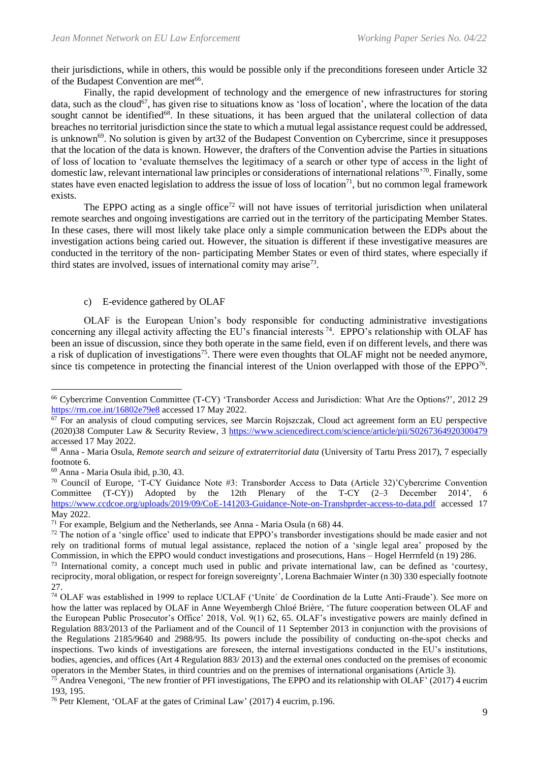their jurisdictions, while in others, this would be possible only if the preconditions foreseen under Article 32 of the Budapest Convention are met[66].

Finally, the rapid development of technology and the emergence of new infrastructures for storing data, such as the cloud[67], has given rise to situations know as 'loss of location', where the location of the data sought cannot be identified[68]. In these situations, it has been argued that the unilateral collection of data breaches no territorial jurisdiction since the state to which a mutual legal assistance request could be addressed, is unknown[69]. No solution is given by art32 of the Budapest Convention on Cybercrime, since it presupposes that the location of the data is known. However, the drafters of the Convention advise the Parties in situations of loss of location to 'evaluate themselves the legitimacy of a search or other type of access in the light of domestic law, relevant international law principles or considerations of international relations'[70]. Finally, some states have even enacted legislation to address the issue of loss of location[71], but no common legal framework exists.

The EPPO acting as a single office[72] will not have issues of territorial jurisdiction when unilateral remote searches and ongoing investigations are carried out in the territory of the participating Member States. In these cases, there will most likely take place only a simple communication between the EDPs about the investigation actions being caried out. However, the situation is different if these investigative measures are conducted in the territory of the non- participating Member States or even of third states, where especially if third states are involved, issues of international comity may arise[73].

c) E-evidence gathered by OLAF

OLAF is the European Union's body responsible for conducting administrative investigations concerning any illegal activity affecting the EU's financial interests [74]. EPPO's relationship with OLAF has been an issue of discussion, since they both operate in the same field, even if on different levels, and there was a risk of duplication of investigations[75]. There were even thoughts that OLAF might not be needed anymore, since tis competence in protecting the financial interest of the Union overlapped with those of the EPPO[76].

---

[66] Cybercrime Convention Committee (T-CY) 'Transborder Access and Jurisdiction: What Are the Options?', 2012 29 https://rm.coe.int/16802e79e8 accessed 17 May 2022.

[67] For an analysis of cloud computing services, see Marcin Rojszczak, Cloud act agreement form an EU perspective (2020)38 Computer Law & Security Review, 3 https://www.sciencedirect.com/science/article/pii/S0267364920300479 accessed 17 May 2022.

[68] Anna - Maria Osula, *Remote search and seizure of extraterritorial data* (University of Tartu Press 2017), 7 especially footnote 6.

[69] Anna - Maria Osula ibid, p.30, 43.

[70] Council of Europe, 'T-CY Guidance Note #3: Transborder Access to Data (Article 32)'Cybercrime Convention Committee (T-CY)) Adopted by the 12th Plenary of the T-CY (2–3 December 2014', 6 https://www.ccdcoe.org/uploads/2019/09/CoE-141203-Guidance-Note-on-Transbprder-access-to-data.pdf accessed 17 May 2022.

[71] For example, Belgium and the Netherlands, see Anna - Maria Osula (n 68) 44.

[72] The notion of a 'single office' used to indicate that EPPO's transborder investigations should be made easier and not rely on traditional forms of mutual legal assistance, replaced the notion of a 'single legal area' proposed by the Commission, in which the EPPO would conduct investigations and prosecutions, Hans – Hogel Herrnfeld (n 19) 286.

[73] International comity, a concept much used in public and private international law, can be defined as 'courtesy, reciprocity, moral obligation, or respect for foreign sovereignty', Lorena Bachmaier Winter (n 30) 330 especially footnote 27.

[74] OLAF was established in 1999 to replace UCLAF ('Unite´ de Coordination de la Lutte Anti-Fraude'). See more on how the latter was replaced by OLAF in Anne Weyembergh Chloé Brière, 'The future cooperation between OLAF and the European Public Prosecutor's Office' 2018, Vol. 9(1) 62, 65. OLAF's investigative powers are mainly defined in Regulation 883/2013 of the Parliament and of the Council of 11 September 2013 in conjunction with the provisions of the Regulations 2185/9640 and 2988/95. Its powers include the possibility of conducting on-the-spot checks and inspections. Two kinds of investigations are foreseen, the internal investigations conducted in the EU's institutions, bodies, agencies, and offices (Art 4 Regulation 883/ 2013) and the external ones conducted on the premises of economic operators in the Member States, in third countries and on the premises of international organisations (Article 3).

[75] Andrea Venegoni, 'The new frontier of PFI investigations, The EPPO and its relationship with OLAF' (2017) 4 eucrim 193, 195.

[76] Petr Klement, 'OLAF at the gates of Criminal Law' (2017) 4 eucrim, p.196.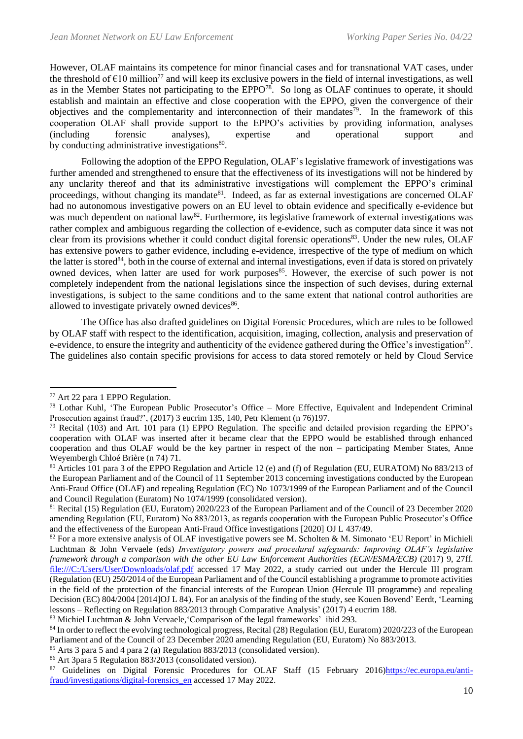However, OLAF maintains its competence for minor financial cases and for transnational VAT cases, under the threshold of €10 million[77] and will keep its exclusive powers in the field of internal investigations, as well as in the Member States not participating to the EPPO[78]. So long as OLAF continues to operate, it should establish and maintain an effective and close cooperation with the EPPO, given the convergence of their objectives and the complementarity and interconnection of their mandates[79]. In the framework of this cooperation OLAF shall provide support to the EPPO's activities by providing information, analyses (including forensic analyses), expertise and operational support and by conducting administrative investigations[80].

Following the adoption of the EPPO Regulation, OLAF's legislative framework of investigations was further amended and strengthened to ensure that the effectiveness of its investigations will not be hindered by any unclarity thereof and that its administrative investigations will complement the EPPO's criminal proceedings, without changing its mandate[81]. Indeed, as far as external investigations are concerned OLAF had no autonomous investigative powers on an EU level to obtain evidence and specifically e-evidence but was much dependent on national law[82]. Furthermore, its legislative framework of external investigations was rather complex and ambiguous regarding the collection of e-evidence, such as computer data since it was not clear from its provisions whether it could conduct digital forensic operations[83]. Under the new rules, OLAF has extensive powers to gather evidence, including e-evidence, irrespective of the type of medium on which the latter is stored[84], both in the course of external and internal investigations, even if data is stored on privately owned devices, when latter are used for work purposes[85]. However, the exercise of such power is not completely independent from the national legislations since the inspection of such devises, during external investigations, is subject to the same conditions and to the same extent that national control authorities are allowed to investigate privately owned devices[86].

The Office has also drafted guidelines on Digital Forensic Procedures, which are rules to be followed by OLAF staff with respect to the identification, acquisition, imaging, collection, analysis and preservation of e-evidence, to ensure the integrity and authenticity of the evidence gathered during the Office's investigation[87]. The guidelines also contain specific provisions for access to data stored remotely or held by Cloud Service

---

[77] Art 22 para 1 EPPO Regulation.

[78] Lothar Kuhl, 'The European Public Prosecutor's Office – More Effective, Equivalent and Independent Criminal Prosecution against fraud?', (2017) 3 eucrim 135, 140, Petr Klement (n 76)197.

[79] Recital (103) and Art. 101 para (1) EPPO Regulation. The specific and detailed provision regarding the EPPO's cooperation with OLAF was inserted after it became clear that the EPPO would be established through enhanced cooperation and thus OLAF would be the key partner in respect of the non – participating Member States, Anne Weyembergh Chloé Brière (n 74) 71.

[80] Articles 101 para 3 of the EPPO Regulation and Article 12 (e) and (f) of Regulation (EU, EURATOM) No 883/213 of the European Parliament and of the Council of 11 September 2013 concerning investigations conducted by the European Anti-Fraud Office (OLAF) and repealing Regulation (EC) No 1073/1999 of the European Parliament and of the Council and Council Regulation (Euratom) No 1074/1999 (consolidated version).

[81] Recital (15) Regulation (EU, Euratom) 2020/223 of the European Parliament and of the Council of 23 December 2020 amending Regulation (EU, Euratom) No 883/2013, as regards cooperation with the European Public Prosecutor's Office and the effectiveness of the European Anti-Fraud Office investigations [2020] OJ L 437/49.

[82] For a more extensive analysis of OLAF investigative powers see M. Scholten & M. Simonato 'EU Report' in Michieli Luchtman & John Vervaele (eds) *Investigatory powers and procedural safeguards: Improving OLAF's legislative framework through a comparison with the other EU Law Enforcement Authorities (ECN/ESMA/ECB)* (2017) 9, 27ff. file:///C:/Users/User/Downloads/olaf.pdf accessed 17 May 2022, a study carried out under the Hercule III program (Regulation (EU) 250/2014 of the European Parliament and of the Council establishing a programme to promote activities in the field of the protection of the financial interests of the European Union (Hercule III programme) and repealing Decision (EC) 804/2004 [2014]OJ L 84). For an analysis of the finding of the study, see Kouen Bovend' Eerdt, 'Learning lessons – Reflecting on Regulation 883/2013 through Comparative Analysis' (2017) 4 eucrim 188.

[83] Michiel Luchtman & John Vervaele,'Comparison of the legal frameworks' ibid 293.

[84] In order to reflect the evolving technological progress, Recital (28) Regulation (EU, Euratom) 2020/223 of the European Parliament and of the Council of 23 December 2020 amending Regulation (EU, Euratom) No 883/2013.

[85] Arts 3 para 5 and 4 para 2 (a) Regulation 883/2013 (consolidated version).

[86] Art 3para 5 Regulation 883/2013 (consolidated version).

[87] Guidelines on Digital Forensic Procedures for OLAF Staff (15 February 2016)https://ec.europa.eu/anti-fraud/investigations/digital-forensics_en accessed 17 May 2022.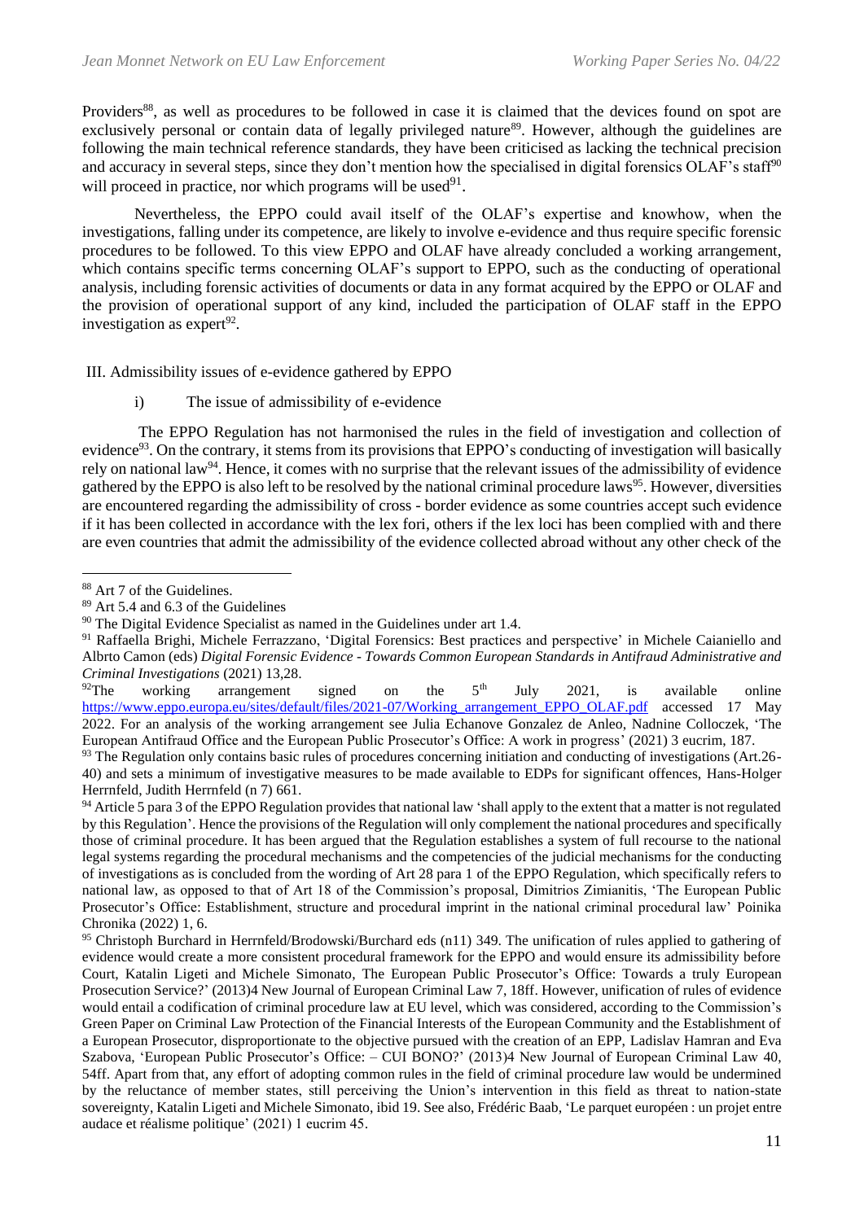Providers[88], as well as procedures to be followed in case it is claimed that the devices found on spot are exclusively personal or contain data of legally privileged nature[89]. However, although the guidelines are following the main technical reference standards, they have been criticised as lacking the technical precision and accuracy in several steps, since they don't mention how the specialised in digital forensics OLAF's staff[90] will proceed in practice, nor which programs will be used[91].

Nevertheless, the EPPO could avail itself of the OLAF's expertise and knowhow, when the investigations, falling under its competence, are likely to involve e-evidence and thus require specific forensic procedures to be followed. To this view EPPO and OLAF have already concluded a working arrangement, which contains specific terms concerning OLAF's support to EPPO, such as the conducting of operational analysis, including forensic activities of documents or data in any format acquired by the EPPO or OLAF and the provision of operational support of any kind, included the participation of OLAF staff in the EPPO investigation as expert[92].

## III. Admissibility issues of e-evidence gathered by EPPO

### i) The issue of admissibility of e-evidence

The EPPO Regulation has not harmonised the rules in the field of investigation and collection of evidence[93]. On the contrary, it stems from its provisions that EPPO's conducting of investigation will basically rely on national law[94]. Hence, it comes with no surprise that the relevant issues of the admissibility of evidence gathered by the EPPO is also left to be resolved by the national criminal procedure laws[95]. However, diversities are encountered regarding the admissibility of cross - border evidence as some countries accept such evidence if it has been collected in accordance with the lex fori, others if the lex loci has been complied with and there are even countries that admit the admissibility of the evidence collected abroad without any other check of the

---

[88] Art 7 of the Guidelines.

[89] Art 5.4 and 6.3 of the Guidelines

[90] The Digital Evidence Specialist as named in the Guidelines under art 1.4.

[91] Raffaella Brighi, Michele Ferrazzano, 'Digital Forensics: Best practices and perspective' in Michele Caianiello and Albrto Camon (eds) *Digital Forensic Evidence - Towards Common European Standards in Antifraud Administrative and Criminal Investigations* (2021) 13,28.

[92] The working arrangement signed on the 5th July 2021, is available online https://www.eppo.europa.eu/sites/default/files/2021-07/Working_arrangement_EPPO_OLAF.pdf accessed 17 May 2022. For an analysis of the working arrangement see Julia Echanove Gonzalez de Anleo, Nadnine Colloczek, 'The European Antifraud Office and the European Public Prosecutor's Office: A work in progress' (2021) 3 eucrim, 187.

[93] The Regulation only contains basic rules of procedures concerning initiation and conducting of investigations (Art.26-40) and sets a minimum of investigative measures to be made available to EDPs for significant offences, Hans-Holger Herrnfeld, Judith Herrnfeld (n 7) 661.

[94] Article 5 para 3 of the EPPO Regulation provides that national law 'shall apply to the extent that a matter is not regulated by this Regulation'. Hence the provisions of the Regulation will only complement the national procedures and specifically those of criminal procedure. It has been argued that the Regulation establishes a system of full recourse to the national legal systems regarding the procedural mechanisms and the competencies of the judicial mechanisms for the conducting of investigations as is concluded from the wording of Art 28 para 1 of the EPPO Regulation, which specifically refers to national law, as opposed to that of Art 18 of the Commission's proposal, Dimitrios Zimianitis, 'The European Public Prosecutor's Office: Establishment, structure and procedural imprint in the national criminal procedural law' Poinika Chronika (2022) 1, 6.

[95] Christoph Burchard in Herrnfeld/Brodowski/Burchard eds (n11) 349. The unification of rules applied to gathering of evidence would create a more consistent procedural framework for the EPPO and would ensure its admissibility before Court, Katalin Ligeti and Michele Simonato, The European Public Prosecutor's Office: Towards a truly European Prosecution Service?' (2013)4 New Journal of European Criminal Law 7, 18ff. However, unification of rules of evidence would entail a codification of criminal procedure law at EU level, which was considered, according to the Commission's Green Paper on Criminal Law Protection of the Financial Interests of the European Community and the Establishment of a European Prosecutor, disproportionate to the objective pursued with the creation of an EPP, Ladislav Hamran and Eva Szabova, 'European Public Prosecutor's Office: – CUI BONO?' (2013)4 New Journal of European Criminal Law 40, 54ff. Apart from that, any effort of adopting common rules in the field of criminal procedure law would be undermined by the reluctance of member states, still perceiving the Union's intervention in this field as threat to nation-state sovereignty, Katalin Ligeti and Michele Simonato, ibid 19. See also, Frédéric Baab, 'Le parquet européen : un projet entre audace et réalisme politique' (2021) 1 eucrim 45.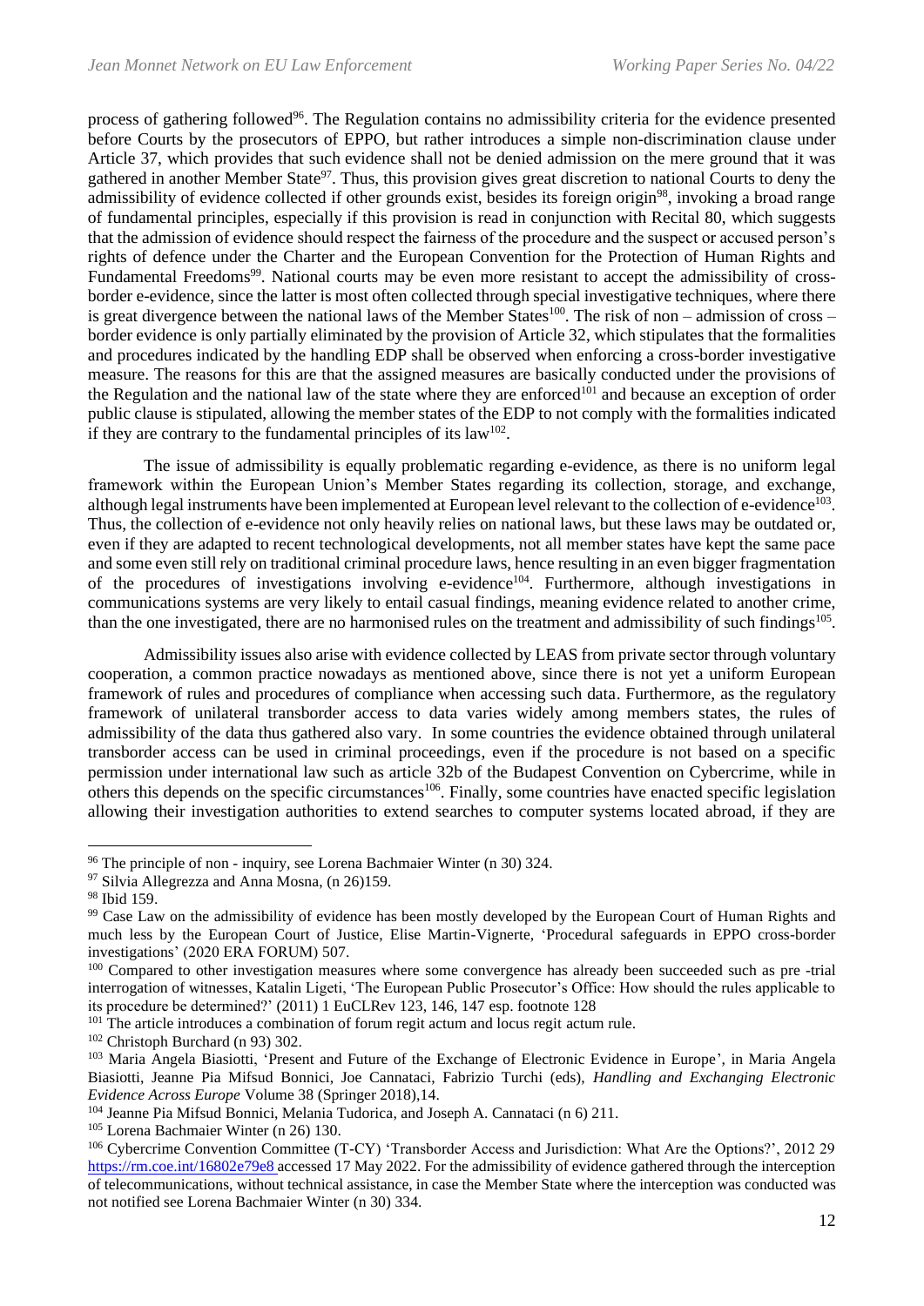process of gathering followed[96]. The Regulation contains no admissibility criteria for the evidence presented before Courts by the prosecutors of EPPO, but rather introduces a simple non-discrimination clause under Article 37, which provides that such evidence shall not be denied admission on the mere ground that it was gathered in another Member State[97]. Thus, this provision gives great discretion to national Courts to deny the admissibility of evidence collected if other grounds exist, besides its foreign origin[98], invoking a broad range of fundamental principles, especially if this provision is read in conjunction with Recital 80, which suggests that the admission of evidence should respect the fairness of the procedure and the suspect or accused person's rights of defence under the Charter and the European Convention for the Protection of Human Rights and Fundamental Freedoms[99]. National courts may be even more resistant to accept the admissibility of cross-border e-evidence, since the latter is most often collected through special investigative techniques, where there is great divergence between the national laws of the Member States[100]. The risk of non – admission of cross – border evidence is only partially eliminated by the provision of Article 32, which stipulates that the formalities and procedures indicated by the handling EDP shall be observed when enforcing a cross-border investigative measure. The reasons for this are that the assigned measures are basically conducted under the provisions of the Regulation and the national law of the state where they are enforced[101] and because an exception of order public clause is stipulated, allowing the member states of the EDP to not comply with the formalities indicated if they are contrary to the fundamental principles of its law[102].

The issue of admissibility is equally problematic regarding e-evidence, as there is no uniform legal framework within the European Union's Member States regarding its collection, storage, and exchange, although legal instruments have been implemented at European level relevant to the collection of e-evidence[103]. Thus, the collection of e-evidence not only heavily relies on national laws, but these laws may be outdated or, even if they are adapted to recent technological developments, not all member states have kept the same pace and some even still rely on traditional criminal procedure laws, hence resulting in an even bigger fragmentation of the procedures of investigations involving e-evidence[104]. Furthermore, although investigations in communications systems are very likely to entail casual findings, meaning evidence related to another crime, than the one investigated, there are no harmonised rules on the treatment and admissibility of such findings[105].

Admissibility issues also arise with evidence collected by LEAS from private sector through voluntary cooperation, a common practice nowadays as mentioned above, since there is not yet a uniform European framework of rules and procedures of compliance when accessing such data. Furthermore, as the regulatory framework of unilateral transborder access to data varies widely among members states, the rules of admissibility of the data thus gathered also vary. In some countries the evidence obtained through unilateral transborder access can be used in criminal proceedings, even if the procedure is not based on a specific permission under international law such as article 32b of the Budapest Convention on Cybercrime, while in others this depends on the specific circumstances[106]. Finally, some countries have enacted specific legislation allowing their investigation authorities to extend searches to computer systems located abroad, if they are

---

[96] The principle of non - inquiry, see Lorena Bachmaier Winter (n 30) 324.

[97] Silvia Allegrezza and Anna Mosna, (n 26)159.

[98] Ibid 159.

[99] Case Law on the admissibility of evidence has been mostly developed by the European Court of Human Rights and much less by the European Court of Justice, Elise Martin-Vignerte, 'Procedural safeguards in EPPO cross-border investigations' (2020 ERA FORUM) 507.

[100] Compared to other investigation measures where some convergence has already been succeeded such as pre -trial interrogation of witnesses, Katalin Ligeti, 'The European Public Prosecutor's Office: How should the rules applicable to its procedure be determined?' (2011) 1 EuCLRev 123, 146, 147 esp. footnote 128

[101] The article introduces a combination of forum regit actum and locus regit actum rule.

[102] Christoph Burchard (n 93) 302.

[103] Maria Angela Biasiotti, 'Present and Future of the Exchange of Electronic Evidence in Europe', in Maria Angela Biasiotti, Jeanne Pia Mifsud Bonnici, Joe Cannataci, Fabrizio Turchi (eds), *Handling and Exchanging Electronic Evidence Across Europe* Volume 38 (Springer 2018),14.

[104] Jeanne Pia Mifsud Bonnici, Melania Tudorica, and Joseph A. Cannataci (n 6) 211.

[105] Lorena Bachmaier Winter (n 26) 130.

[106] Cybercrime Convention Committee (T-CY) 'Transborder Access and Jurisdiction: What Are the Options?', 2012 29 https://rm.coe.int/16802e79e8 accessed 17 May 2022. For the admissibility of evidence gathered through the interception of telecommunications, without technical assistance, in case the Member State where the interception was conducted was not notified see Lorena Bachmaier Winter (n 30) 334.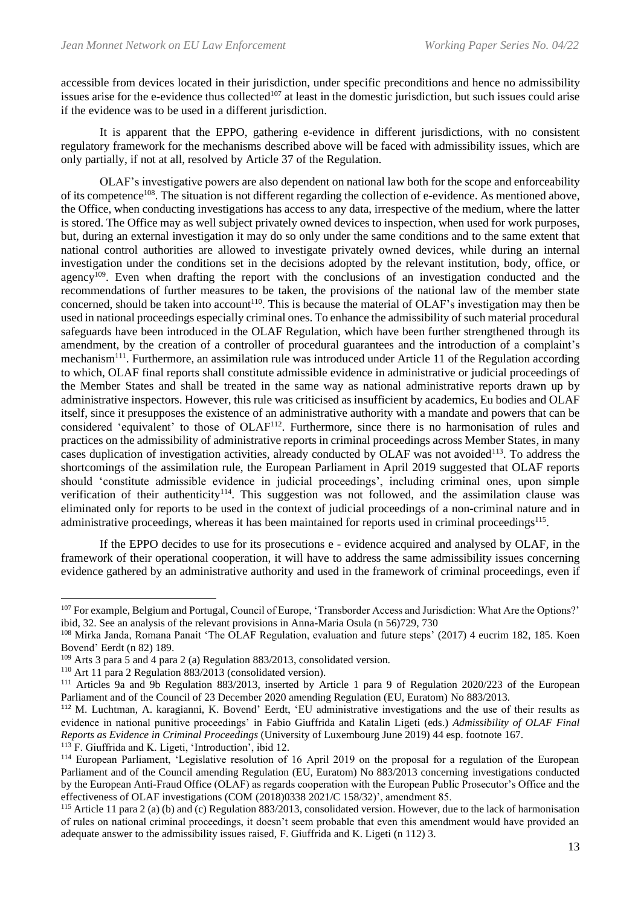accessible from devices located in their jurisdiction, under specific preconditions and hence no admissibility issues arise for the e-evidence thus collected[107] at least in the domestic jurisdiction, but such issues could arise if the evidence was to be used in a different jurisdiction.

It is apparent that the EPPO, gathering e-evidence in different jurisdictions, with no consistent regulatory framework for the mechanisms described above will be faced with admissibility issues, which are only partially, if not at all, resolved by Article 37 of the Regulation.

OLAF's investigative powers are also dependent on national law both for the scope and enforceability of its competence[108]. The situation is not different regarding the collection of e-evidence. As mentioned above, the Office, when conducting investigations has access to any data, irrespective of the medium, where the latter is stored. The Office may as well subject privately owned devices to inspection, when used for work purposes, but, during an external investigation it may do so only under the same conditions and to the same extent that national control authorities are allowed to investigate privately owned devices, while during an internal investigation under the conditions set in the decisions adopted by the relevant institution, body, office, or agency[109]. Even when drafting the report with the conclusions of an investigation conducted and the recommendations of further measures to be taken, the provisions of the national law of the member state concerned, should be taken into account[110]. This is because the material of OLAF's investigation may then be used in national proceedings especially criminal ones. To enhance the admissibility of such material procedural safeguards have been introduced in the OLAF Regulation, which have been further strengthened through its amendment, by the creation of a controller of procedural guarantees and the introduction of a complaint's mechanism[111]. Furthermore, an assimilation rule was introduced under Article 11 of the Regulation according to which, OLAF final reports shall constitute admissible evidence in administrative or judicial proceedings of the Member States and shall be treated in the same way as national administrative reports drawn up by administrative inspectors. However, this rule was criticised as insufficient by academics, Eu bodies and OLAF itself, since it presupposes the existence of an administrative authority with a mandate and powers that can be considered 'equivalent' to those of OLAF[112]. Furthermore, since there is no harmonisation of rules and practices on the admissibility of administrative reports in criminal proceedings across Member States, in many cases duplication of investigation activities, already conducted by OLAF was not avoided[113]. To address the shortcomings of the assimilation rule, the European Parliament in April 2019 suggested that OLAF reports should 'constitute admissible evidence in judicial proceedings', including criminal ones, upon simple verification of their authenticity[114]. This suggestion was not followed, and the assimilation clause was eliminated only for reports to be used in the context of judicial proceedings of a non-criminal nature and in administrative proceedings, whereas it has been maintained for reports used in criminal proceedings[115].

If the EPPO decides to use for its prosecutions e - evidence acquired and analysed by OLAF, in the framework of their operational cooperation, it will have to address the same admissibility issues concerning evidence gathered by an administrative authority and used in the framework of criminal proceedings, even if

---

[107] For example, Belgium and Portugal, Council of Europe, 'Transborder Access and Jurisdiction: What Are the Options?' ibid, 32. See an analysis of the relevant provisions in Anna-Maria Osula (n 56)729, 730

[108] Mirka Janda, Romana Panait 'The OLAF Regulation, evaluation and future steps' (2017) 4 eucrim 182, 185. Koen Bovend' Eerdt (n 82) 189.

[109] Arts 3 para 5 and 4 para 2 (a) Regulation 883/2013, consolidated version.

[110] Art 11 para 2 Regulation 883/2013 (consolidated version).

[111] Articles 9a and 9b Regulation 883/2013, inserted by Article 1 para 9 of Regulation 2020/223 of the European Parliament and of the Council of 23 December 2020 amending Regulation (EU, Euratom) No 883/2013.

[112] M. Luchtman, A. karagianni, K. Bovend' Eerdt, 'EU administrative investigations and the use of their results as evidence in national punitive proceedings' in Fabio Giuffrida and Katalin Ligeti (eds.) *Admissibility of OLAF Final Reports as Evidence in Criminal Proceedings* (University of Luxembourg June 2019) 44 esp. footnote 167.

[113] F. Giuffrida and K. Ligeti, 'Introduction', ibid 12.

[114] European Parliament, 'Legislative resolution of 16 April 2019 on the proposal for a regulation of the European Parliament and of the Council amending Regulation (EU, Euratom) No 883/2013 concerning investigations conducted by the European Anti-Fraud Office (OLAF) as regards cooperation with the European Public Prosecutor's Office and the effectiveness of OLAF investigations (COM (2018)0338 2021/C 158/32)', amendment 85.

[115] Article 11 para 2 (a) (b) and (c) Regulation 883/2013, consolidated version. However, due to the lack of harmonisation of rules on national criminal proceedings, it doesn't seem probable that even this amendment would have provided an adequate answer to the admissibility issues raised, F. Giuffrida and K. Ligeti (n 112) 3.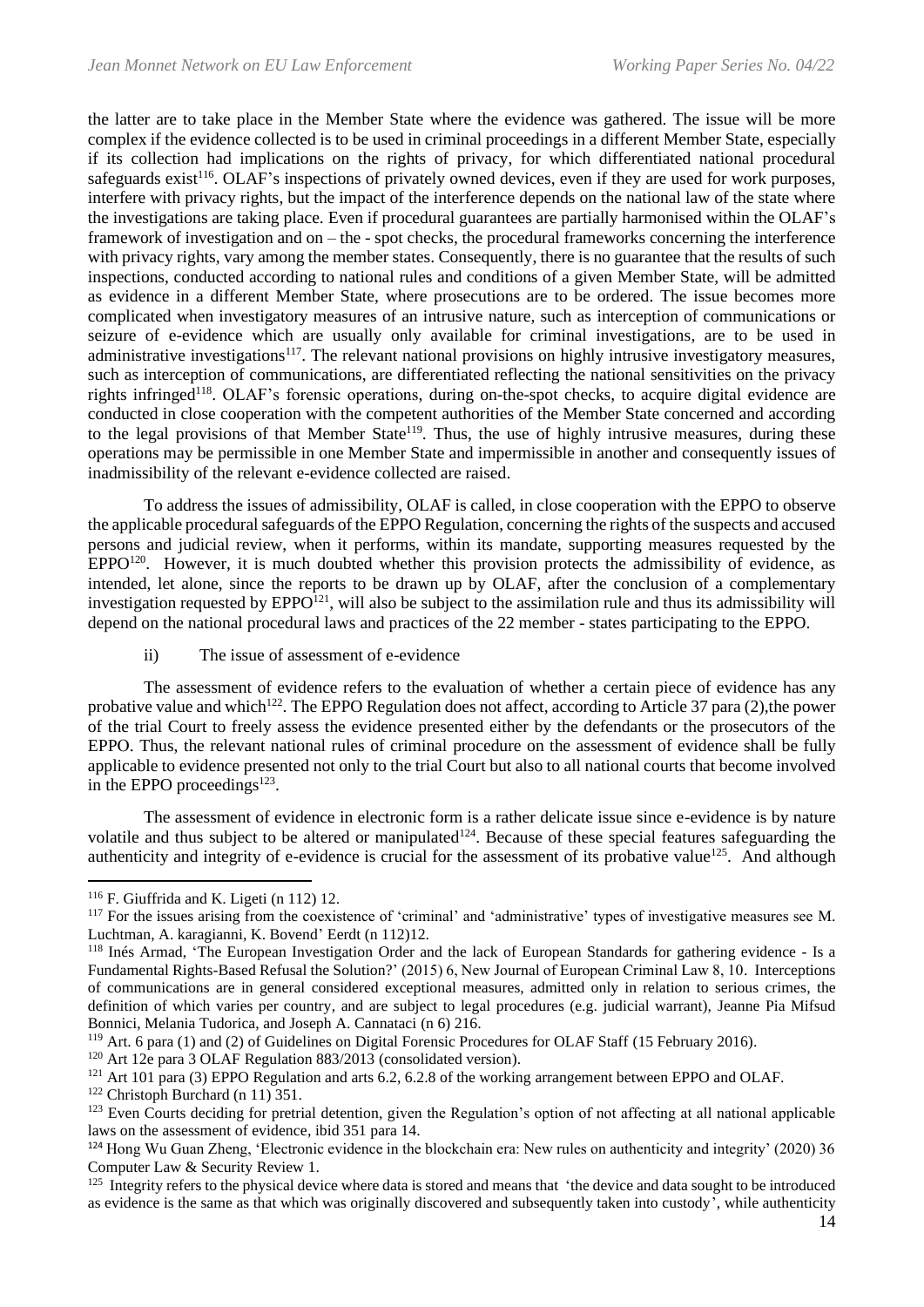the latter are to take place in the Member State where the evidence was gathered. The issue will be more complex if the evidence collected is to be used in criminal proceedings in a different Member State, especially if its collection had implications on the rights of privacy, for which differentiated national procedural safeguards exist[116]. OLAF's inspections of privately owned devices, even if they are used for work purposes, interfere with privacy rights, but the impact of the interference depends on the national law of the state where the investigations are taking place. Even if procedural guarantees are partially harmonised within the OLAF's framework of investigation and on – the - spot checks, the procedural frameworks concerning the interference with privacy rights, vary among the member states. Consequently, there is no guarantee that the results of such inspections, conducted according to national rules and conditions of a given Member State, will be admitted as evidence in a different Member State, where prosecutions are to be ordered. The issue becomes more complicated when investigatory measures of an intrusive nature, such as interception of communications or seizure of e-evidence which are usually only available for criminal investigations, are to be used in administrative investigations[117]. The relevant national provisions on highly intrusive investigatory measures, such as interception of communications, are differentiated reflecting the national sensitivities on the privacy rights infringed[118]. OLAF's forensic operations, during on-the-spot checks, to acquire digital evidence are conducted in close cooperation with the competent authorities of the Member State concerned and according to the legal provisions of that Member State[119]. Thus, the use of highly intrusive measures, during these operations may be permissible in one Member State and impermissible in another and consequently issues of inadmissibility of the relevant e-evidence collected are raised.

To address the issues of admissibility, OLAF is called, in close cooperation with the EPPO to observe the applicable procedural safeguards of the EPPO Regulation, concerning the rights of the suspects and accused persons and judicial review, when it performs, within its mandate, supporting measures requested by the EPPO[120]. However, it is much doubted whether this provision protects the admissibility of evidence, as intended, let alone, since the reports to be drawn up by OLAF, after the conclusion of a complementary investigation requested by EPPO[121], will also be subject to the assimilation rule and thus its admissibility will depend on the national procedural laws and practices of the 22 member - states participating to the EPPO.

ii) The issue of assessment of e-evidence

The assessment of evidence refers to the evaluation of whether a certain piece of evidence has any probative value and which[122]. The EPPO Regulation does not affect, according to Article 37 para (2),the power of the trial Court to freely assess the evidence presented either by the defendants or the prosecutors of the EPPO. Thus, the relevant national rules of criminal procedure on the assessment of evidence shall be fully applicable to evidence presented not only to the trial Court but also to all national courts that become involved in the EPPO proceedings[123].

The assessment of evidence in electronic form is a rather delicate issue since e-evidence is by nature volatile and thus subject to be altered or manipulated[124]. Because of these special features safeguarding the authenticity and integrity of e-evidence is crucial for the assessment of its probative value[125]. And although

---

[116] F. Giuffrida and K. Ligeti (n 112) 12.

[117] For the issues arising from the coexistence of 'criminal' and 'administrative' types of investigative measures see M. Luchtman, A. karagianni, K. Bovend' Eerdt (n 112)12.

[118] Inés Armad, 'The European Investigation Order and the lack of European Standards for gathering evidence - Is a Fundamental Rights-Based Refusal the Solution?' (2015) 6, New Journal of European Criminal Law 8, 10. Interceptions of communications are in general considered exceptional measures, admitted only in relation to serious crimes, the definition of which varies per country, and are subject to legal procedures (e.g. judicial warrant), Jeanne Pia Mifsud Bonnici, Melania Tudorica, and Joseph A. Cannataci (n 6) 216.

[119] Art. 6 para (1) and (2) of Guidelines on Digital Forensic Procedures for OLAF Staff (15 February 2016).

[120] Art 12e para 3 OLAF Regulation 883/2013 (consolidated version).

[121] Art 101 para (3) EPPO Regulation and arts 6.2, 6.2.8 of the working arrangement between EPPO and OLAF.

[122] Christoph Burchard (n 11) 351.

[123] Even Courts deciding for pretrial detention, given the Regulation's option of not affecting at all national applicable laws on the assessment of evidence, ibid 351 para 14.

[124] Hong Wu Guan Zheng, 'Electronic evidence in the blockchain era: New rules on authenticity and integrity' (2020) 36 Computer Law & Security Review 1.

[125] Integrity refers to the physical device where data is stored and means that 'the device and data sought to be introduced as evidence is the same as that which was originally discovered and subsequently taken into custody', while authenticity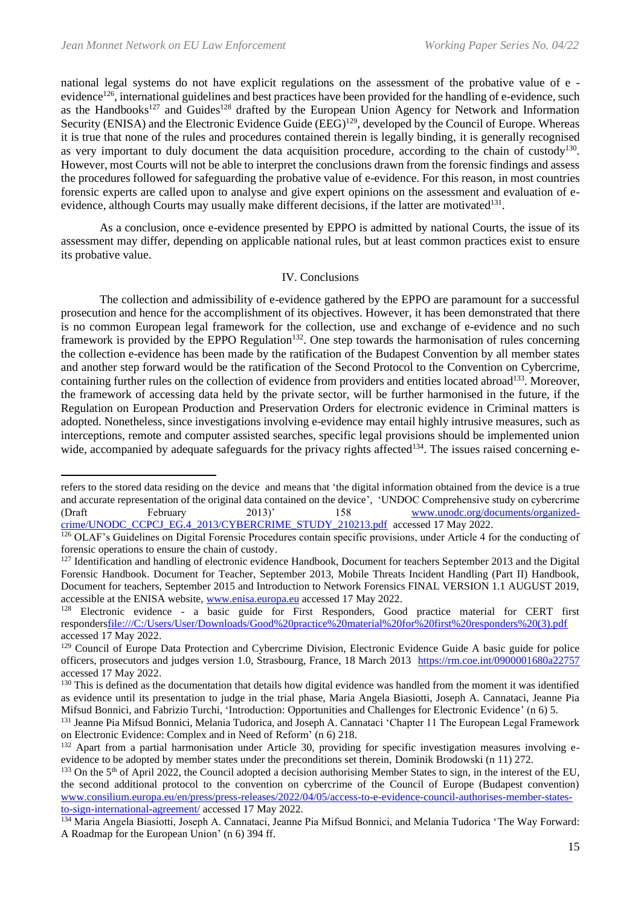national legal systems do not have explicit regulations on the assessment of the probative value of e - evidence[126], international guidelines and best practices have been provided for the handling of e-evidence, such as the Handbooks[127] and Guides[128] drafted by the European Union Agency for Network and Information Security (ENISA) and the Electronic Evidence Guide (EEG)[129], developed by the Council of Europe. Whereas it is true that none of the rules and procedures contained therein is legally binding, it is generally recognised as very important to duly document the data acquisition procedure, according to the chain of custody[130]. However, most Courts will not be able to interpret the conclusions drawn from the forensic findings and assess the procedures followed for safeguarding the probative value of e-evidence. For this reason, in most countries forensic experts are called upon to analyse and give expert opinions on the assessment and evaluation of e-evidence, although Courts may usually make different decisions, if the latter are motivated[131].

As a conclusion, once e-evidence presented by EPPO is admitted by national Courts, the issue of its assessment may differ, depending on applicable national rules, but at least common practices exist to ensure its probative value.

## IV. Conclusions

The collection and admissibility of e-evidence gathered by the EPPO are paramount for a successful prosecution and hence for the accomplishment of its objectives. However, it has been demonstrated that there is no common European legal framework for the collection, use and exchange of e-evidence and no such framework is provided by the EPPO Regulation[132]. One step towards the harmonisation of rules concerning the collection e-evidence has been made by the ratification of the Budapest Convention by all member states and another step forward would be the ratification of the Second Protocol to the Convention on Cybercrime, containing further rules on the collection of evidence from providers and entities located abroad[133]. Moreover, the framework of accessing data held by the private sector, will be further harmonised in the future, if the Regulation on European Production and Preservation Orders for electronic evidence in Criminal matters is adopted. Nonetheless, since investigations involving e-evidence may entail highly intrusive measures, such as interceptions, remote and computer assisted searches, specific legal provisions should be implemented union wide, accompanied by adequate safeguards for the privacy rights affected[134]. The issues raised concerning e-

---

refers to the stored data residing on the device and means that 'the digital information obtained from the device is a true and accurate representation of the original data contained on the device', 'UNDOC Comprehensive study on cybercrime (Draft February 2013)' 158 www.unodc.org/documents/organized-crime/UNODC_CCPCJ_EG.4_2013/CYBERCRIME_STUDY_210213.pdf accessed 17 May 2022.

[126] OLAF's Guidelines on Digital Forensic Procedures contain specific provisions, under Article 4 for the conducting of forensic operations to ensure the chain of custody.

[127] Identification and handling of electronic evidence Handbook, Document for teachers September 2013 and the Digital Forensic Handbook. Document for Teacher, September 2013, Mobile Threats Incident Handling (Part II) Handbook, Document for teachers, September 2015 and Introduction to Network Forensics FINAL VERSION 1.1 AUGUST 2019, accessible at the ENISA website, www.enisa.europa.eu accessed 17 May 2022.

[128] Electronic evidence - a basic guide for First Responders, Good practice material for CERT first respondersfile:///C:/Users/User/Downloads/Good%20practice%20material%20for%20first%20responders%20(3).pdf accessed 17 May 2022.

[129] Council of Europe Data Protection and Cybercrime Division, Electronic Evidence Guide A basic guide for police officers, prosecutors and judges version 1.0, Strasbourg, France, 18 March 2013 https://rm.coe.int/0900001680a22757 accessed 17 May 2022.

[130] This is defined as the documentation that details how digital evidence was handled from the moment it was identified as evidence until its presentation to judge in the trial phase, Maria Angela Biasiotti, Joseph A. Cannataci, Jeanne Pia Mifsud Bonnici, and Fabrizio Turchi, 'Introduction: Opportunities and Challenges for Electronic Evidence' (n 6) 5.

[131] Jeanne Pia Mifsud Bonnici, Melania Tudorica, and Joseph A. Cannataci 'Chapter 11 The European Legal Framework on Electronic Evidence: Complex and in Need of Reform' (n 6) 218.

[132] Apart from a partial harmonisation under Article 30, providing for specific investigation measures involving e-evidence to be adopted by member states under the preconditions set therein, Dominik Brodowski (n 11) 272.

[133] On the 5th of April 2022, the Council adopted a decision authorising Member States to sign, in the interest of the EU, the second additional protocol to the convention on cybercrime of the Council of Europe (Budapest convention) www.consilium.europa.eu/en/press/press-releases/2022/04/05/access-to-e-evidence-council-authorises-member-states-to-sign-international-agreement/ accessed 17 May 2022.

[134] Maria Angela Biasiotti, Joseph A. Cannataci, Jeanne Pia Mifsud Bonnici, and Melania Tudorica 'The Way Forward: A Roadmap for the European Union' (n 6) 394 ff.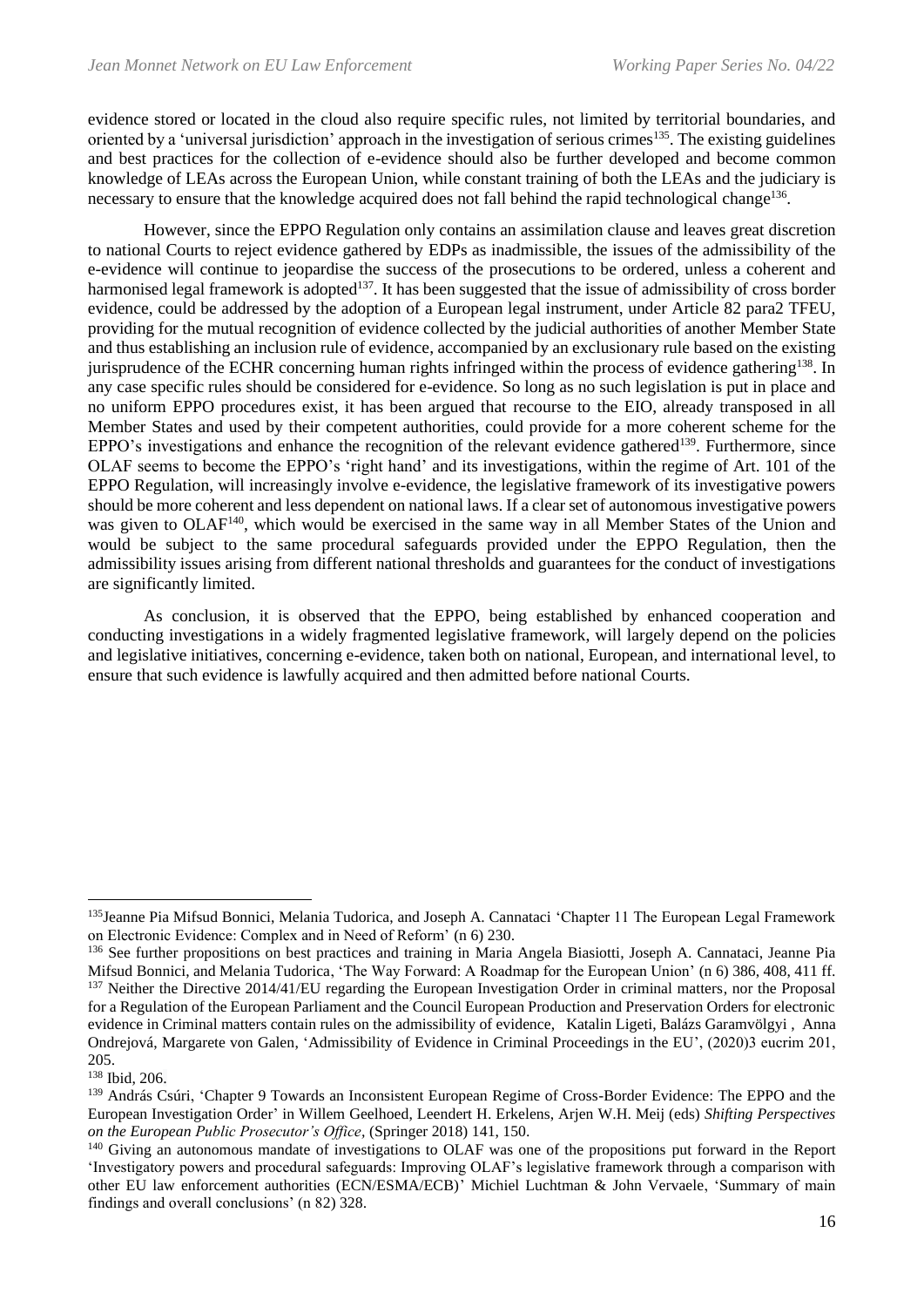evidence stored or located in the cloud also require specific rules, not limited by territorial boundaries, and oriented by a 'universal jurisdiction' approach in the investigation of serious crimes[135]. The existing guidelines and best practices for the collection of e-evidence should also be further developed and become common knowledge of LEAs across the European Union, while constant training of both the LEAs and the judiciary is necessary to ensure that the knowledge acquired does not fall behind the rapid technological change[136].

However, since the EPPO Regulation only contains an assimilation clause and leaves great discretion to national Courts to reject evidence gathered by EDPs as inadmissible, the issues of the admissibility of the e-evidence will continue to jeopardise the success of the prosecutions to be ordered, unless a coherent and harmonised legal framework is adopted[137]. It has been suggested that the issue of admissibility of cross border evidence, could be addressed by the adoption of a European legal instrument, under Article 82 para2 TFEU, providing for the mutual recognition of evidence collected by the judicial authorities of another Member State and thus establishing an inclusion rule of evidence, accompanied by an exclusionary rule based on the existing jurisprudence of the ECHR concerning human rights infringed within the process of evidence gathering[138]. In any case specific rules should be considered for e-evidence. So long as no such legislation is put in place and no uniform EPPO procedures exist, it has been argued that recourse to the EIO, already transposed in all Member States and used by their competent authorities, could provide for a more coherent scheme for the EPPO's investigations and enhance the recognition of the relevant evidence gathered[139]. Furthermore, since OLAF seems to become the EPPO's 'right hand' and its investigations, within the regime of Art. 101 of the EPPO Regulation, will increasingly involve e-evidence, the legislative framework of its investigative powers should be more coherent and less dependent on national laws. If a clear set of autonomous investigative powers was given to OLAF[140], which would be exercised in the same way in all Member States of the Union and would be subject to the same procedural safeguards provided under the EPPO Regulation, then the admissibility issues arising from different national thresholds and guarantees for the conduct of investigations are significantly limited.

As conclusion, it is observed that the EPPO, being established by enhanced cooperation and conducting investigations in a widely fragmented legislative framework, will largely depend on the policies and legislative initiatives, concerning e-evidence, taken both on national, European, and international level, to ensure that such evidence is lawfully acquired and then admitted before national Courts.

---

[135] Jeanne Pia Mifsud Bonnici, Melania Tudorica, and Joseph A. Cannataci 'Chapter 11 The European Legal Framework on Electronic Evidence: Complex and in Need of Reform' (n 6) 230.

[136] See further propositions on best practices and training in Maria Angela Biasiotti, Joseph A. Cannataci, Jeanne Pia Mifsud Bonnici, and Melania Tudorica, 'The Way Forward: A Roadmap for the European Union' (n 6) 386, 408, 411 ff.

[137] Neither the Directive 2014/41/EU regarding the European Investigation Order in criminal matters, nor the Proposal for a Regulation of the European Parliament and the Council European Production and Preservation Orders for electronic evidence in Criminal matters contain rules on the admissibility of evidence, Katalin Ligeti, Balázs Garamvölgyi , Anna Ondrejová, Margarete von Galen, 'Admissibility of Evidence in Criminal Proceedings in the EU', (2020)3 eucrim 201, 205.

[138] Ibid, 206.

[139] András Csúri, 'Chapter 9 Towards an Inconsistent European Regime of Cross-Border Evidence: The EPPO and the European Investigation Order' in Willem Geelhoed, Leendert H. Erkelens, Arjen W.H. Meij (eds) *Shifting Perspectives on the European Public Prosecutor's Office*, (Springer 2018) 141, 150.

[140] Giving an autonomous mandate of investigations to OLAF was one of the propositions put forward in the Report 'Investigatory powers and procedural safeguards: Improving OLAF's legislative framework through a comparison with other EU law enforcement authorities (ECN/ESMA/ECB)' Michiel Luchtman & John Vervaele, 'Summary of main findings and overall conclusions' (n 82) 328.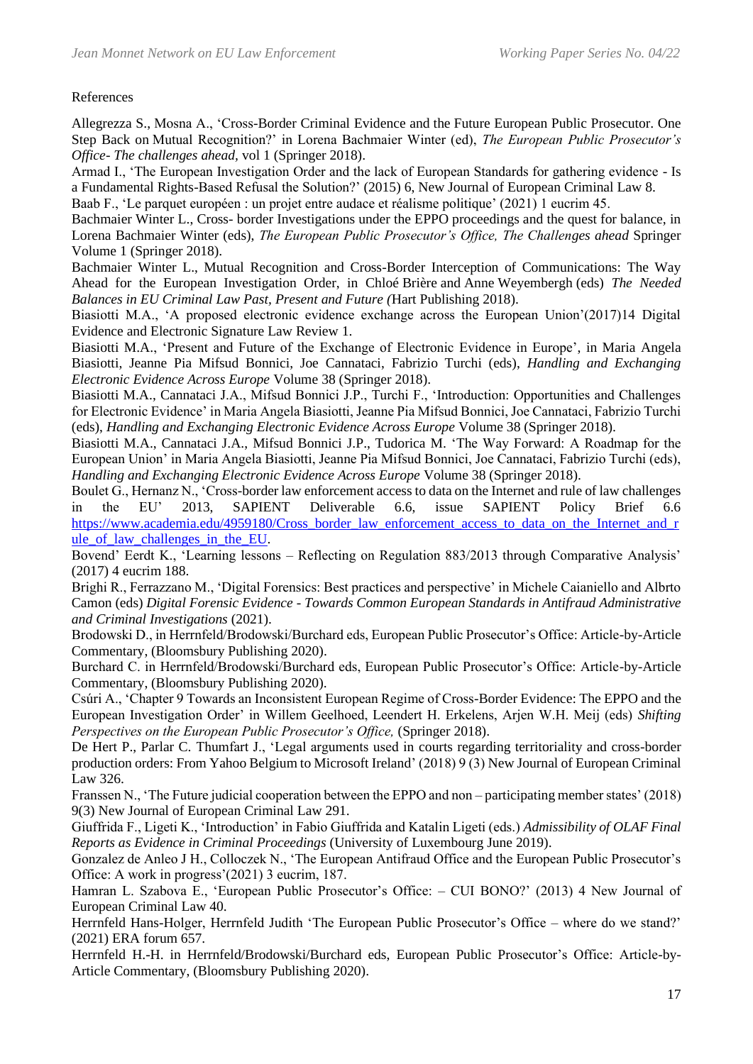References

Allegrezza S., Mosna A., 'Cross-Border Criminal Evidence and the Future European Public Prosecutor. One Step Back on Mutual Recognition?' in Lorena Bachmaier Winter (ed), *The European Public Prosecutor's Office- The challenges ahead,* vol 1 (Springer 2018).

Armad I., 'The European Investigation Order and the lack of European Standards for gathering evidence - Is a Fundamental Rights-Based Refusal the Solution?' (2015) 6, New Journal of European Criminal Law 8.

Baab F., 'Le parquet européen : un projet entre audace et réalisme politique' (2021) 1 eucrim 45.

Bachmaier Winter L., Cross- border Investigations under the EPPO proceedings and the quest for balance, in Lorena Bachmaier Winter (eds), *The European Public Prosecutor's Office, The Challenges ahead* Springer Volume 1 (Springer 2018).

Bachmaier Winter L., Mutual Recognition and Cross-Border Interception of Communications: The Way Ahead for the European Investigation Order, in Chloé Brière and Anne Weyembergh (eds) *The Needed Balances in EU Criminal Law Past, Present and Future (*Hart Publishing 2018).

Biasiotti M.A., 'A proposed electronic evidence exchange across the European Union'(2017)14 Digital Evidence and Electronic Signature Law Review 1.

Biasiotti M.A., 'Present and Future of the Exchange of Electronic Evidence in Europe', in Maria Angela Biasiotti, Jeanne Pia Mifsud Bonnici, Joe Cannataci, Fabrizio Turchi (eds), *Handling and Exchanging Electronic Evidence Across Europe* Volume 38 (Springer 2018).

Biasiotti M.A., Cannataci J.A., Mifsud Bonnici J.P., Turchi F., 'Introduction: Opportunities and Challenges for Electronic Evidence' in Maria Angela Biasiotti, Jeanne Pia Mifsud Bonnici, Joe Cannataci, Fabrizio Turchi (eds), *Handling and Exchanging Electronic Evidence Across Europe* Volume 38 (Springer 2018).

Biasiotti M.A., Cannataci J.A., Mifsud Bonnici J.P., Tudorica M. 'The Way Forward: A Roadmap for the European Union' in Maria Angela Biasiotti, Jeanne Pia Mifsud Bonnici, Joe Cannataci, Fabrizio Turchi (eds), *Handling and Exchanging Electronic Evidence Across Europe* Volume 38 (Springer 2018).

Boulet G., Hernanz N., 'Cross-border law enforcement access to data on the Internet and rule of law challenges in the EU' 2013, SAPIENT Deliverable 6.6, issue SAPIENT Policy Brief 6.6 [https://www.academia.edu/4959180/Cross_border_law_enforcement_access_to_data_on_the_Internet_and_rule_of_law_challenges_in_the_EU](https://www.academia.edu/4959180/Cross_border_law_enforcement_access_to_data_on_the_Internet_and_rule_of_law_challenges_in_the_EU).

Bovend' Eerdt K., 'Learning lessons – Reflecting on Regulation 883/2013 through Comparative Analysis' (2017) 4 eucrim 188.

Brighi R., Ferrazzano M., 'Digital Forensics: Best practices and perspective' in Michele Caianiello and Albrto Camon (eds) *Digital Forensic Evidence - Towards Common European Standards in Antifraud Administrative and Criminal Investigations* (2021).

Brodowski D., in Herrnfeld/Brodowski/Burchard eds, European Public Prosecutor's Office: Article-by-Article Commentary, (Bloomsbury Publishing 2020).

Burchard C. in Herrnfeld/Brodowski/Burchard eds, European Public Prosecutor's Office: Article-by-Article Commentary, (Bloomsbury Publishing 2020).

Csúri A., 'Chapter 9 Towards an Inconsistent European Regime of Cross-Border Evidence: The EPPO and the European Investigation Order' in Willem Geelhoed, Leendert H. Erkelens, Arjen W.H. Meij (eds) *Shifting Perspectives on the European Public Prosecutor's Office,* (Springer 2018).

De Hert P., Parlar C. Thumfart J., 'Legal arguments used in courts regarding territoriality and cross-border production orders: From Yahoo Belgium to Microsoft Ireland' (2018) 9 (3) New Journal of European Criminal Law 326.

Franssen N., 'The Future judicial cooperation between the EPPO and non – participating member states' (2018) 9(3) New Journal of European Criminal Law 291.

Giuffrida F., Ligeti K., 'Introduction' in Fabio Giuffrida and Katalin Ligeti (eds.) *Admissibility of OLAF Final Reports as Evidence in Criminal Proceedings* (University of Luxembourg June 2019).

Gonzalez de Anleo J H., Colloczek N., 'The European Antifraud Office and the European Public Prosecutor's Office: A work in progress'(2021) 3 eucrim, 187.

Hamran L. Szabova E., 'European Public Prosecutor's Office: – CUI BONO?' (2013) 4 New Journal of European Criminal Law 40.

Herrnfeld Hans-Holger, Herrnfeld Judith 'The European Public Prosecutor's Office – where do we stand?' (2021) ERA forum 657.

Herrnfeld H.-H. in Herrnfeld/Brodowski/Burchard eds, European Public Prosecutor's Office: Article-by-Article Commentary, (Bloomsbury Publishing 2020).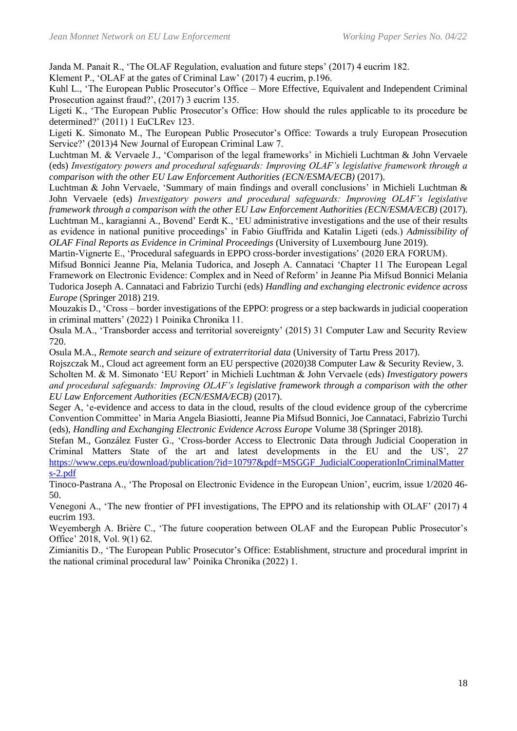Janda M. Panait R., 'The OLAF Regulation, evaluation and future steps' (2017) 4 eucrim 182.

Klement P., 'OLAF at the gates of Criminal Law' (2017) 4 eucrim, p.196.

Kuhl L., 'The European Public Prosecutor's Office – More Effective, Equivalent and Independent Criminal Prosecution against fraud?', (2017) 3 eucrim 135.

Ligeti K., 'The European Public Prosecutor's Office: How should the rules applicable to its procedure be determined?' (2011) 1 EuCLRev 123.

Ligeti K. Simonato M., The European Public Prosecutor's Office: Towards a truly European Prosecution Service?' (2013)4 New Journal of European Criminal Law 7.

Luchtman M. & Vervaele J., 'Comparison of the legal frameworks' in Michieli Luchtman & John Vervaele (eds) *Investigatory powers and procedural safeguards: Improving OLAF's legislative framework through a comparison with the other EU Law Enforcement Authorities (ECN/ESMA/ECB)* (2017).

Luchtman & John Vervaele, 'Summary of main findings and overall conclusions' in Michieli Luchtman & John Vervaele (eds) *Investigatory powers and procedural safeguards: Improving OLAF's legislative framework through a comparison with the other EU Law Enforcement Authorities (ECN/ESMA/ECB)* (2017).

Luchtman M., karagianni A., Bovend' Eerdt K., 'EU administrative investigations and the use of their results as evidence in national punitive proceedings' in Fabio Giuffrida and Katalin Ligeti (eds.) *Admissibility of OLAF Final Reports as Evidence in Criminal Proceedings* (University of Luxembourg June 2019).

Martin-Vignerte E., 'Procedural safeguards in EPPO cross-border investigations' (2020 ERA FORUM).

Mifsud Bonnici Jeanne Pia, Melania Tudorica, and Joseph A. Cannataci 'Chapter 11 The European Legal Framework on Electronic Evidence: Complex and in Need of Reform' in Jeanne Pia Mifsud Bonnici Melania Tudorica Joseph A. Cannataci and Fabrizio Turchi (eds) *Handling and exchanging electronic evidence across Europe* (Springer 2018) 219.

Mouzakis D., 'Cross – border investigations of the EPPO: progress or a step backwards in judicial cooperation in criminal matters' (2022) 1 Poinika Chronika 11.

Osula M.A., 'Transborder access and territorial sovereignty' (2015) 31 Computer Law and Security Review 720.

Osula M.A., *Remote search and seizure of extraterritorial data* (University of Tartu Press 2017).

Rojszczak M., Cloud act agreement form an EU perspective (2020)38 Computer Law & Security Review, 3.

Scholten M. & M. Simonato 'EU Report' in Michieli Luchtman & John Vervaele (eds) *Investigatory powers and procedural safeguards: Improving OLAF's legislative framework through a comparison with the other EU Law Enforcement Authorities (ECN/ESMA/ECB)* (2017).

Seger A, 'e-evidence and access to data in the cloud, results of the cloud evidence group of the cybercrime Convention Committee' in Maria Angela Biasiotti, Jeanne Pia Mifsud Bonnici, Joe Cannataci, Fabrizio Turchi (eds), *Handling and Exchanging Electronic Evidence Across Europe* Volume 38 (Springer 2018).

Stefan M., González Fuster G., 'Cross-border Access to Electronic Data through Judicial Cooperation in Criminal Matters State of the art and latest developments in the EU and the US', 27 https://www.ceps.eu/download/publication/?id=10797&pdf=MSGGF_JudicialCooperationInCriminalMatters-2.pdf

Tinoco-Pastrana A., 'The Proposal on Electronic Evidence in the European Union', eucrim, issue 1/2020 46-50.

Venegoni A., 'The new frontier of PFI investigations, The EPPO and its relationship with OLAF' (2017) 4 eucrim 193.

Weyembergh A. Brière C., 'The future cooperation between OLAF and the European Public Prosecutor's Office' 2018, Vol. 9(1) 62.

Zimianitis D., 'The European Public Prosecutor's Office: Establishment, structure and procedural imprint in the national criminal procedural law' Poinika Chronika (2022) 1.